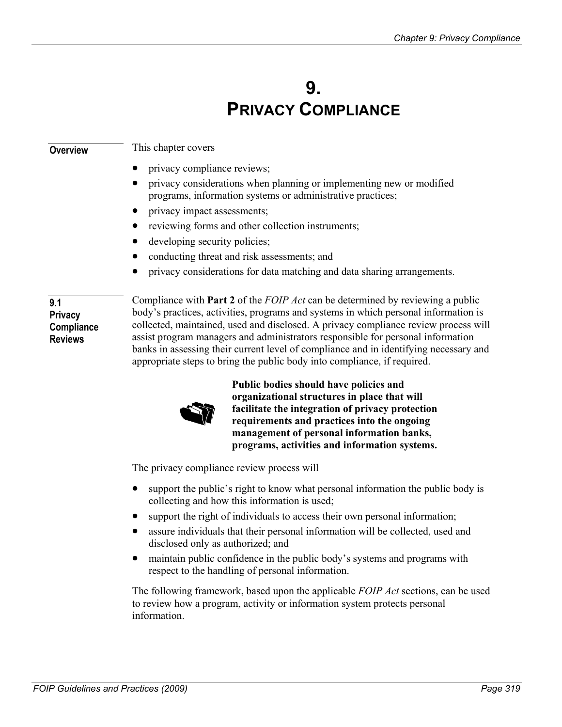# 9. PRIVACY COMPLIANCE

**Overview**

This chapter covers

- privacy compliance reviews;
- privacy considerations when planning or implementing new or modified programs, information systems or administrative practices;
- privacy impact assessments;
- reviewing forms and other collection instruments;
- developing security policies;
- conducting threat and risk assessments; and
- privacy considerations for data matching and data sharing arrangements.

## 9.1 Privacy Compliance Reviews

Compliance with **Part 2** of the *FOIP Act* can be determined by reviewing a public body's practices, activities, programs and systems in which personal information is collected, maintained, used and disclosed. A privacy compliance review process will assist program managers and administrators responsible for personal information banks in assessing their current level of compliance and in identifying necessary and appropriate steps to bring the public body into compliance, if required.

**Public bodies should have policies and organizational structures in place that will facilitate the integration of privacy protection requirements and practices into the ongoing management of personal information banks, programs, activities and information systems.**

The privacy compliance review process will

- support the public's right to know what personal information the public body is collecting and how this information is used;
- support the right of individuals to access their own personal information;
- assure individuals that their personal information will be collected, used and disclosed only as authorized; and
- maintain public confidence in the public body's systems and programs with respect to the handling of personal information.

The following framework, based upon the applicable *FOIP Act* sections, can be used to review how a program, activity or information system protects personal information.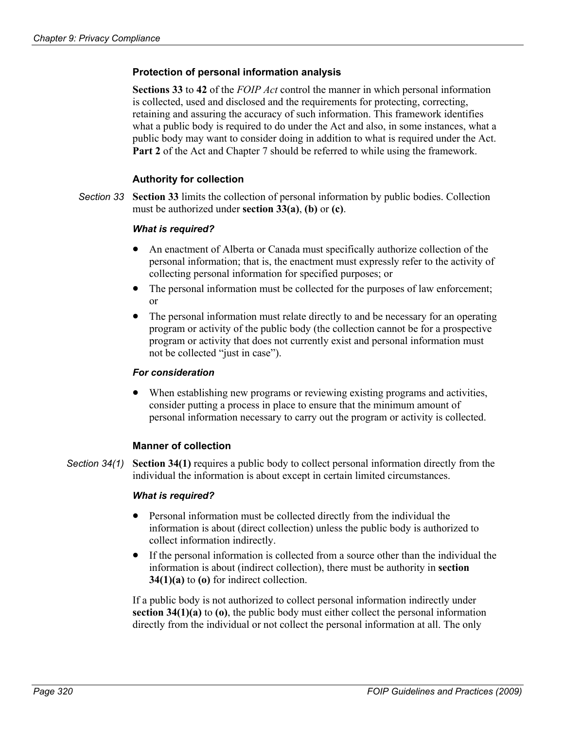### Protection of personal information analysis

**Sections 33** to **42** of the *FOIP Act* control the manner in which personal information is collected, used and disclosed and the requirements for protecting, correcting, retaining and assuring the accuracy of such information. This framework identifies what a public body is required to do under the Act and also, in some instances, what a public body may want to consider doing in addition to what is required under the Act. **Part 2** of the Act and Chapter 7 should be referred to while using the framework.

#### Authority for collection

*Section 33*

**Section 33** limits the collection of personal information by public bodies. Collection must be authorized under **section 33(a)**, **(b)** or **(c)**.

***What is required?***

- An enactment of Alberta or Canada must specifically authorize collection of the personal information; that is, the enactment must expressly refer to the activity of collecting personal information for specified purposes; or
- The personal information must be collected for the purposes of law enforcement; or
- The personal information must relate directly to and be necessary for an operating program or activity of the public body (the collection cannot be for a prospective program or activity that does not currently exist and personal information must not be collected "just in case").

***For consideration***

- When establishing new programs or reviewing existing programs and activities, consider putting a process in place to ensure that the minimum amount of personal information necessary to carry out the program or activity is collected.

#### Manner of collection

*Section 34(1)*

**Section 34(1)** requires a public body to collect personal information directly from the individual the information is about except in certain limited circumstances.

***What is required?***

- Personal information must be collected directly from the individual the information is about (direct collection) unless the public body is authorized to collect information indirectly.
- If the personal information is collected from a source other than the individual the information is about (indirect collection), there must be authority in **section 34(1)(a)** to **(o)** for indirect collection.

If a public body is not authorized to collect personal information indirectly under **section 34(1)(a)** to **(o)**, the public body must either collect the personal information directly from the individual or not collect the personal information at all. The only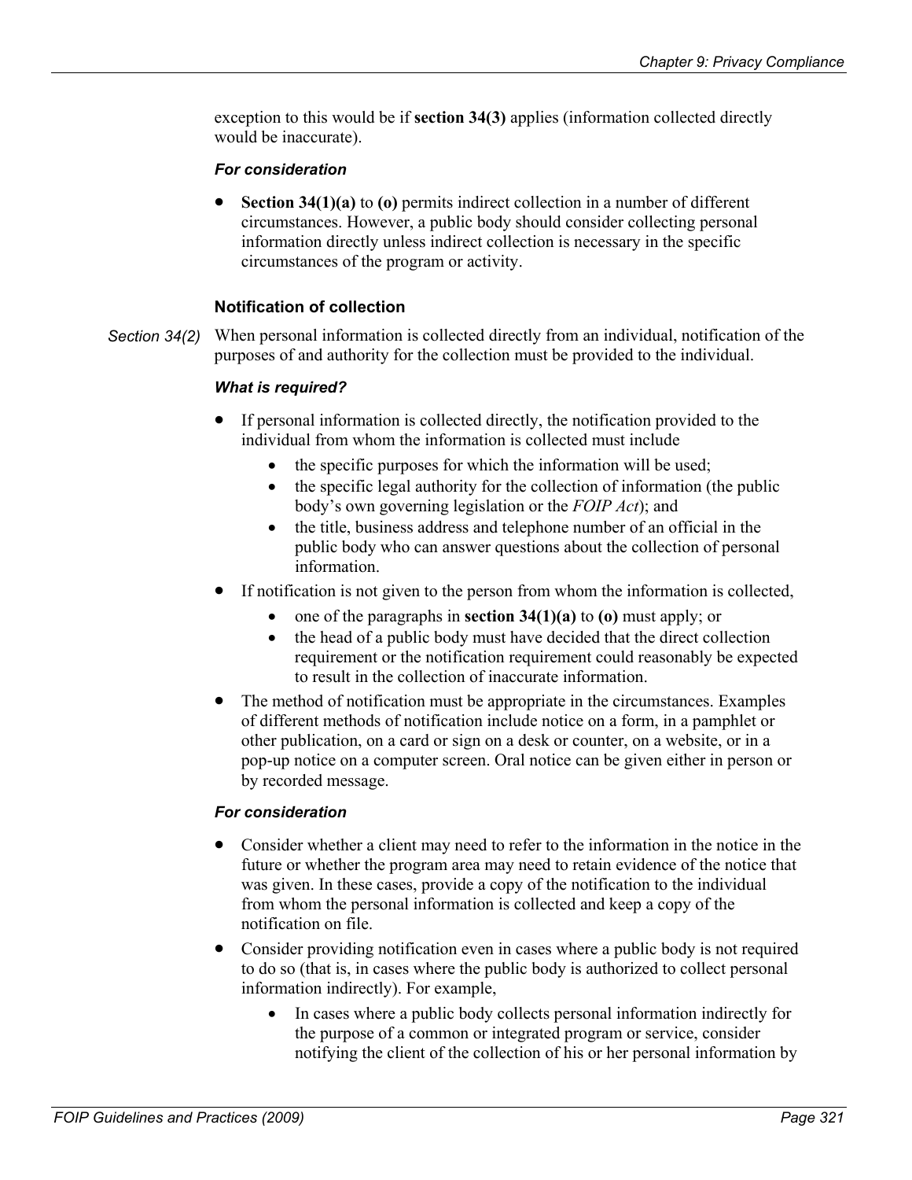exception to this would be if **section 34(3)** applies (information collected directly would be inaccurate).

***For consideration***

- **Section 34(1)(a)** to **(o)** permits indirect collection in a number of different circumstances. However, a public body should consider collecting personal information directly unless indirect collection is necessary in the specific circumstances of the program or activity.

### Notification of collection

*Section 34(2)* When personal information is collected directly from an individual, notification of the purposes of and authority for the collection must be provided to the individual.

***What is required?***

- If personal information is collected directly, the notification provided to the individual from whom the information is collected must include
  - the specific purposes for which the information will be used;
  - the specific legal authority for the collection of information (the public body's own governing legislation or the *FOIP Act*); and
  - the title, business address and telephone number of an official in the public body who can answer questions about the collection of personal information.
- If notification is not given to the person from whom the information is collected,
  - one of the paragraphs in **section 34(1)(a)** to **(o)** must apply; or
  - the head of a public body must have decided that the direct collection requirement or the notification requirement could reasonably be expected to result in the collection of inaccurate information.
- The method of notification must be appropriate in the circumstances. Examples of different methods of notification include notice on a form, in a pamphlet or other publication, on a card or sign on a desk or counter, on a website, or in a pop-up notice on a computer screen. Oral notice can be given either in person or by recorded message.

***For consideration***

- Consider whether a client may need to refer to the information in the notice in the future or whether the program area may need to retain evidence of the notice that was given. In these cases, provide a copy of the notification to the individual from whom the personal information is collected and keep a copy of the notification on file.
- Consider providing notification even in cases where a public body is not required to do so (that is, in cases where the public body is authorized to collect personal information indirectly). For example,
  - In cases where a public body collects personal information indirectly for the purpose of a common or integrated program or service, consider notifying the client of the collection of his or her personal information by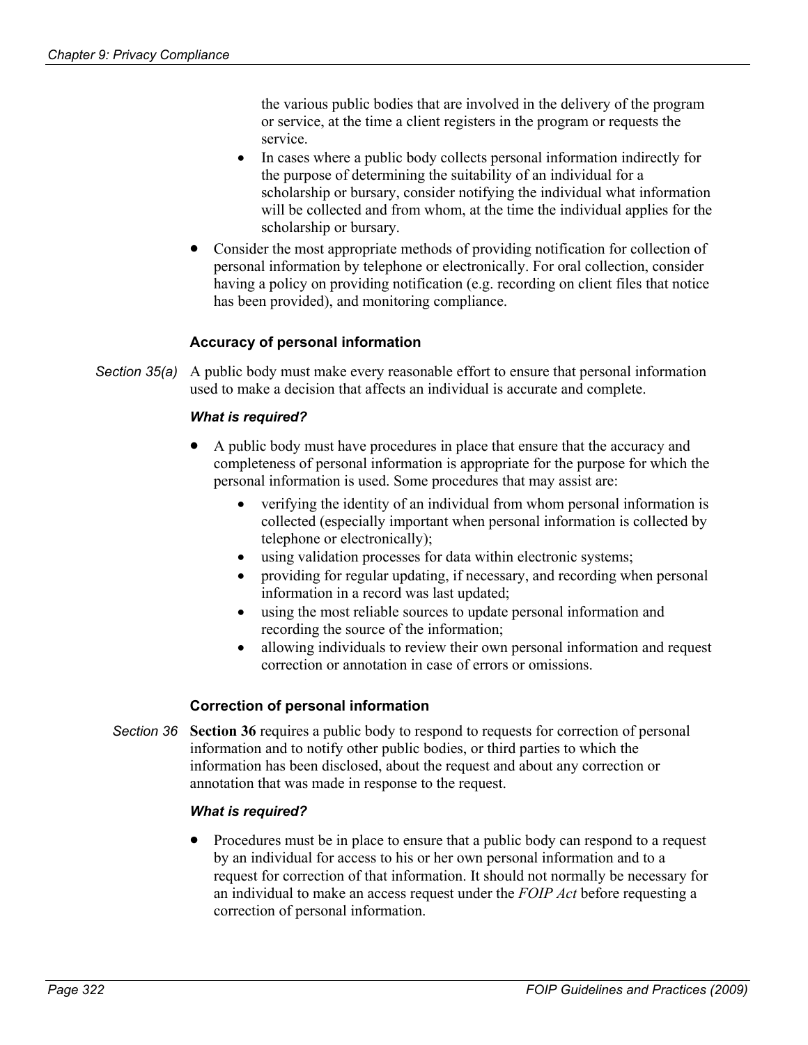the various public bodies that are involved in the delivery of the program or service, at the time a client registers in the program or requests the service.

- In cases where a public body collects personal information indirectly for the purpose of determining the suitability of an individual for a scholarship or bursary, consider notifying the individual what information will be collected and from whom, at the time the individual applies for the scholarship or bursary.

- Consider the most appropriate methods of providing notification for collection of personal information by telephone or electronically. For oral collection, consider having a policy on providing notification (e.g. recording on client files that notice has been provided), and monitoring compliance.

### Accuracy of personal information

*Section 35(a)* A public body must make every reasonable effort to ensure that personal information used to make a decision that affects an individual is accurate and complete.

#### *What is required?*

- A public body must have procedures in place that ensure that the accuracy and completeness of personal information is appropriate for the purpose for which the personal information is used. Some procedures that may assist are:
  - verifying the identity of an individual from whom personal information is collected (especially important when personal information is collected by telephone or electronically);
  - using validation processes for data within electronic systems;
  - providing for regular updating, if necessary, and recording when personal information in a record was last updated;
  - using the most reliable sources to update personal information and recording the source of the information;
  - allowing individuals to review their own personal information and request correction or annotation in case of errors or omissions.

### Correction of personal information

*Section 36* **Section 36** requires a public body to respond to requests for correction of personal information and to notify other public bodies, or third parties to which the information has been disclosed, about the request and about any correction or annotation that was made in response to the request.

#### *What is required?*

- Procedures must be in place to ensure that a public body can respond to a request by an individual for access to his or her own personal information and to a request for correction of that information. It should not normally be necessary for an individual to make an access request under the *FOIP Act* before requesting a correction of personal information.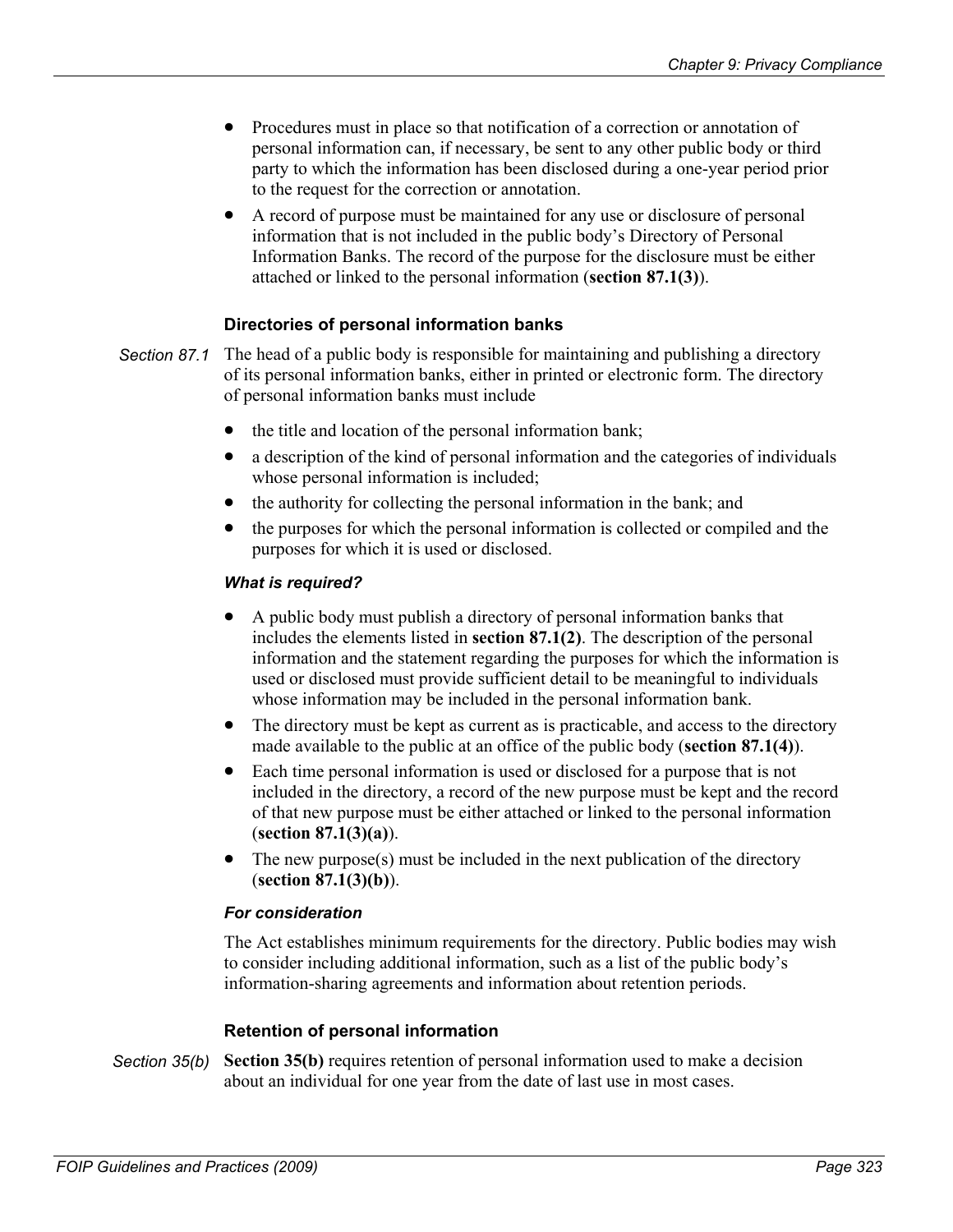- Procedures must in place so that notification of a correction or annotation of personal information can, if necessary, be sent to any other public body or third party to which the information has been disclosed during a one-year period prior to the request for the correction or annotation.
- A record of purpose must be maintained for any use or disclosure of personal information that is not included in the public body's Directory of Personal Information Banks. The record of the purpose for the disclosure must be either attached or linked to the personal information (**section 87.1(3)**).

### Directories of personal information banks

*Section 87.1*

The head of a public body is responsible for maintaining and publishing a directory of its personal information banks, either in printed or electronic form. The directory of personal information banks must include

- the title and location of the personal information bank;
- a description of the kind of personal information and the categories of individuals whose personal information is included;
- the authority for collecting the personal information in the bank; and
- the purposes for which the personal information is collected or compiled and the purposes for which it is used or disclosed.

#### *What is required?*

- A public body must publish a directory of personal information banks that includes the elements listed in **section 87.1(2)**. The description of the personal information and the statement regarding the purposes for which the information is used or disclosed must provide sufficient detail to be meaningful to individuals whose information may be included in the personal information bank.
- The directory must be kept as current as is practicable, and access to the directory made available to the public at an office of the public body (**section 87.1(4)**).
- Each time personal information is used or disclosed for a purpose that is not included in the directory, a record of the new purpose must be kept and the record of that new purpose must be either attached or linked to the personal information (**section 87.1(3)(a)**).
- The new purpose(s) must be included in the next publication of the directory (**section 87.1(3)(b)**).

#### *For consideration*

The Act establishes minimum requirements for the directory. Public bodies may wish to consider including additional information, such as a list of the public body's information-sharing agreements and information about retention periods.

### Retention of personal information

*Section 35(b)*

**Section 35(b)** requires retention of personal information used to make a decision about an individual for one year from the date of last use in most cases.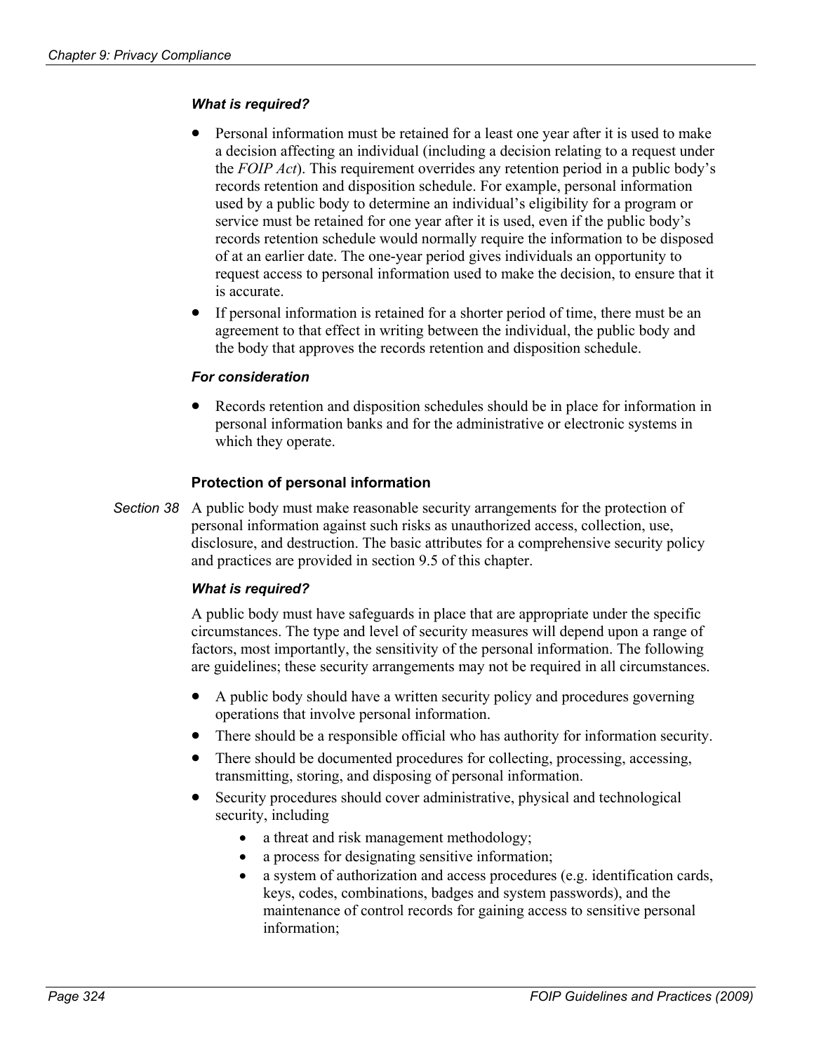#### *What is required?*

- Personal information must be retained for a least one year after it is used to make a decision affecting an individual (including a decision relating to a request under the *FOIP Act*). This requirement overrides any retention period in a public body's records retention and disposition schedule. For example, personal information used by a public body to determine an individual's eligibility for a program or service must be retained for one year after it is used, even if the public body's records retention schedule would normally require the information to be disposed of at an earlier date. The one-year period gives individuals an opportunity to request access to personal information used to make the decision, to ensure that it is accurate.
- If personal information is retained for a shorter period of time, there must be an agreement to that effect in writing between the individual, the public body and the body that approves the records retention and disposition schedule.

#### *For consideration*

- Records retention and disposition schedules should be in place for information in personal information banks and for the administrative or electronic systems in which they operate.

### Protection of personal information

*Section 38* A public body must make reasonable security arrangements for the protection of personal information against such risks as unauthorized access, collection, use, disclosure, and destruction. The basic attributes for a comprehensive security policy and practices are provided in section 9.5 of this chapter.

#### *What is required?*

A public body must have safeguards in place that are appropriate under the specific circumstances. The type and level of security measures will depend upon a range of factors, most importantly, the sensitivity of the personal information. The following are guidelines; these security arrangements may not be required in all circumstances.

- A public body should have a written security policy and procedures governing operations that involve personal information.
- There should be a responsible official who has authority for information security.
- There should be documented procedures for collecting, processing, accessing, transmitting, storing, and disposing of personal information.
- Security procedures should cover administrative, physical and technological security, including
  - a threat and risk management methodology;
  - a process for designating sensitive information;
  - a system of authorization and access procedures (e.g. identification cards, keys, codes, combinations, badges and system passwords), and the maintenance of control records for gaining access to sensitive personal information;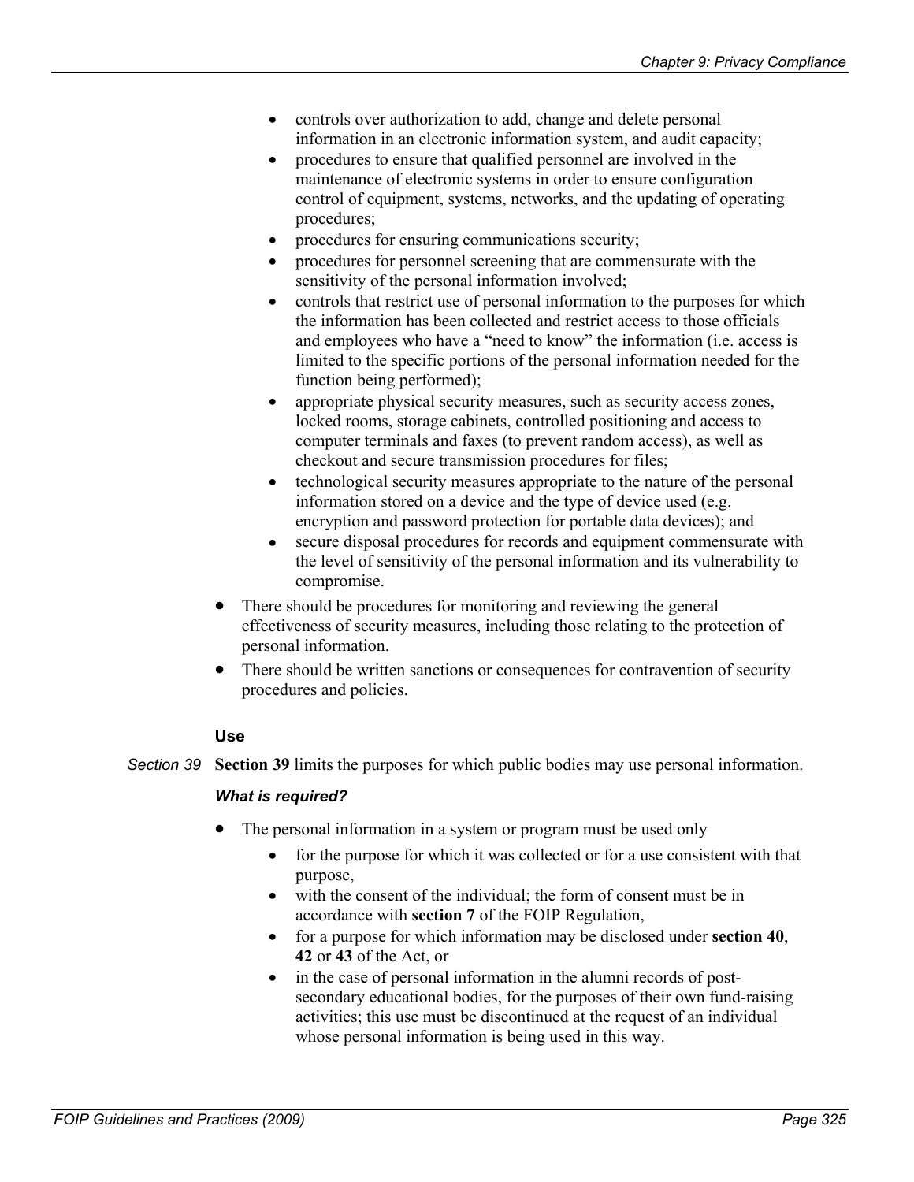- controls over authorization to add, change and delete personal information in an electronic information system, and audit capacity;
  - procedures to ensure that qualified personnel are involved in the maintenance of electronic systems in order to ensure configuration control of equipment, systems, networks, and the updating of operating procedures;
  - procedures for ensuring communications security;
  - procedures for personnel screening that are commensurate with the sensitivity of the personal information involved;
  - controls that restrict use of personal information to the purposes for which the information has been collected and restrict access to those officials and employees who have a "need to know" the information (i.e. access is limited to the specific portions of the personal information needed for the function being performed);
  - appropriate physical security measures, such as security access zones, locked rooms, storage cabinets, controlled positioning and access to computer terminals and faxes (to prevent random access), as well as checkout and secure transmission procedures for files;
  - technological security measures appropriate to the nature of the personal information stored on a device and the type of device used (e.g. encryption and password protection for portable data devices); and
  - secure disposal procedures for records and equipment commensurate with the level of sensitivity of the personal information and its vulnerability to compromise.
- There should be procedures for monitoring and reviewing the general effectiveness of security measures, including those relating to the protection of personal information.
- There should be written sanctions or consequences for contravention of security procedures and policies.

### Use

*Section 39* **Section 39** limits the purposes for which public bodies may use personal information.

***What is required?***

- The personal information in a system or program must be used only
  - for the purpose for which it was collected or for a use consistent with that purpose,
  - with the consent of the individual; the form of consent must be in accordance with **section 7** of the FOIP Regulation,
  - for a purpose for which information may be disclosed under **section 40**, **42** or **43** of the Act, or
  - in the case of personal information in the alumni records of post-secondary educational bodies, for the purposes of their own fund-raising activities; this use must be discontinued at the request of an individual whose personal information is being used in this way.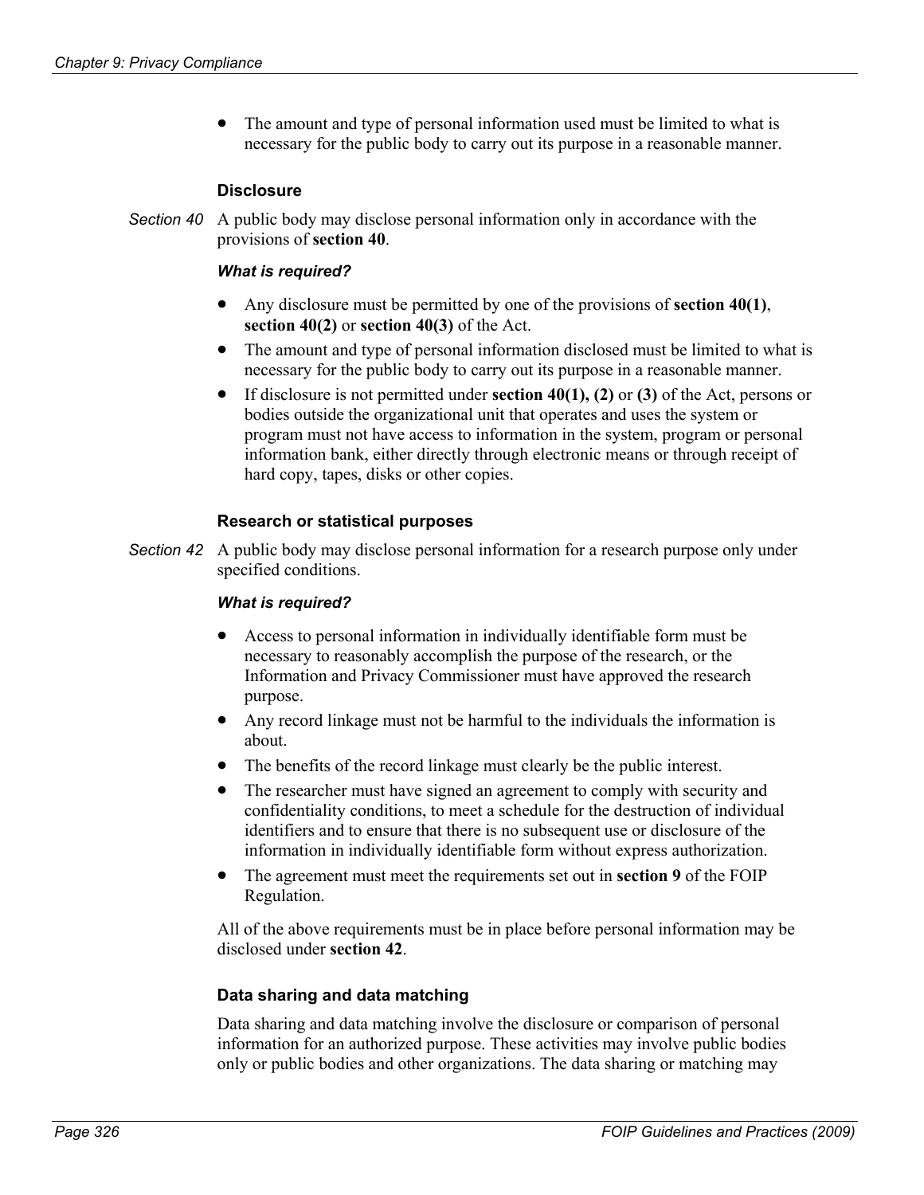- The amount and type of personal information used must be limited to what is necessary for the public body to carry out its purpose in a reasonable manner.

### Disclosure

*Section 40* A public body may disclose personal information only in accordance with the provisions of **section 40**.

***What is required?***

- Any disclosure must be permitted by one of the provisions of **section 40(1)**, **section 40(2)** or **section 40(3)** of the Act.
- The amount and type of personal information disclosed must be limited to what is necessary for the public body to carry out its purpose in a reasonable manner.
- If disclosure is not permitted under **section 40(1), (2)** or **(3)** of the Act, persons or bodies outside the organizational unit that operates and uses the system or program must not have access to information in the system, program or personal information bank, either directly through electronic means or through receipt of hard copy, tapes, disks or other copies.

### Research or statistical purposes

*Section 42* A public body may disclose personal information for a research purpose only under specified conditions.

***What is required?***

- Access to personal information in individually identifiable form must be necessary to reasonably accomplish the purpose of the research, or the Information and Privacy Commissioner must have approved the research purpose.
- Any record linkage must not be harmful to the individuals the information is about.
- The benefits of the record linkage must clearly be the public interest.
- The researcher must have signed an agreement to comply with security and confidentiality conditions, to meet a schedule for the destruction of individual identifiers and to ensure that there is no subsequent use or disclosure of the information in individually identifiable form without express authorization.
- The agreement must meet the requirements set out in **section 9** of the FOIP Regulation.

All of the above requirements must be in place before personal information may be disclosed under **section 42**.

### Data sharing and data matching

Data sharing and data matching involve the disclosure or comparison of personal information for an authorized purpose. These activities may involve public bodies only or public bodies and other organizations. The data sharing or matching may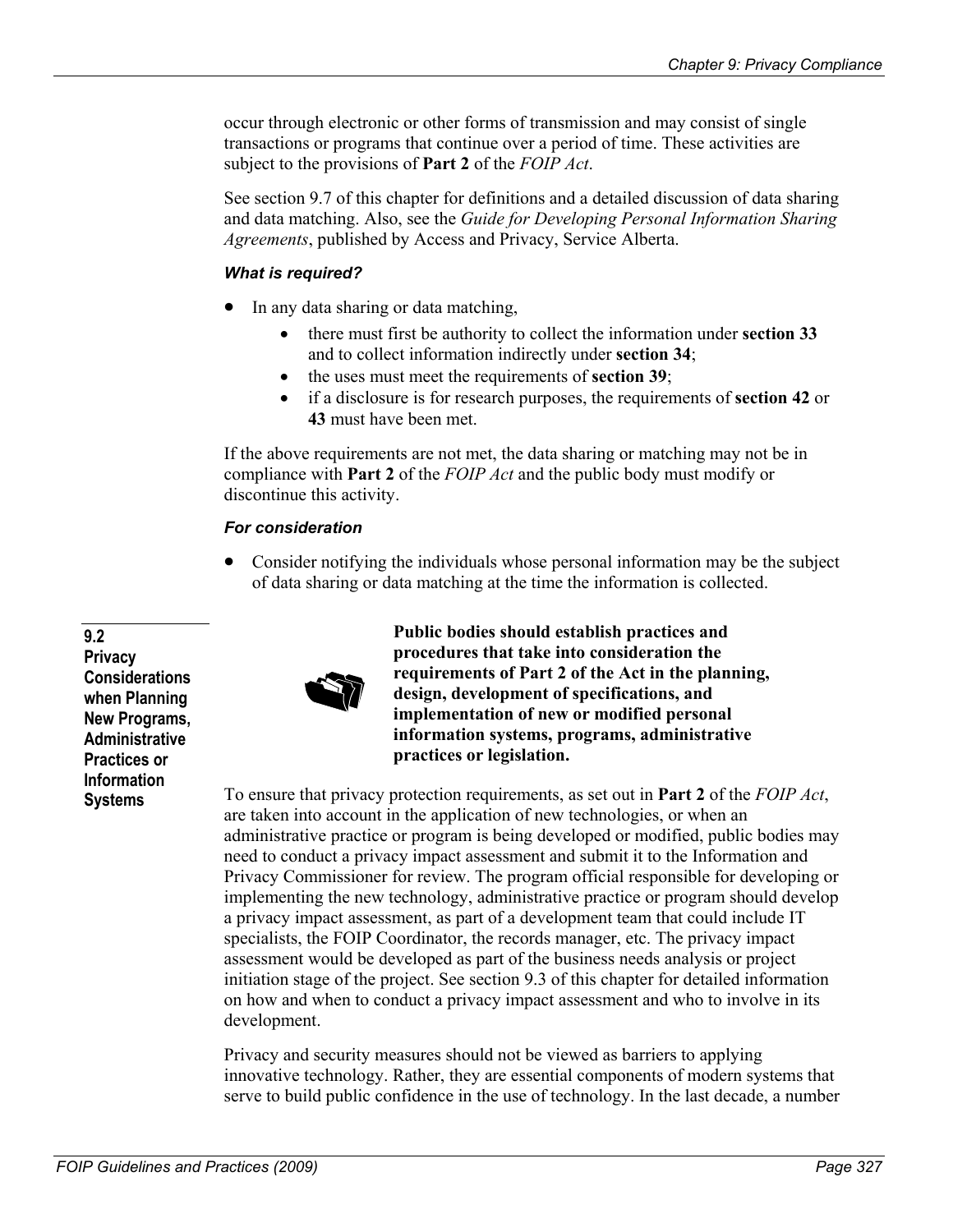occur through electronic or other forms of transmission and may consist of single transactions or programs that continue over a period of time. These activities are subject to the provisions of **Part 2** of the *FOIP Act*.

See section 9.7 of this chapter for definitions and a detailed discussion of data sharing and data matching. Also, see the *Guide for Developing Personal Information Sharing Agreements*, published by Access and Privacy, Service Alberta.

***What is required?***

- In any data sharing or data matching,
  - there must first be authority to collect the information under **section 33** and to collect information indirectly under **section 34**;
  - the uses must meet the requirements of **section 39**;
  - if a disclosure is for research purposes, the requirements of **section 42** or **43** must have been met.

If the above requirements are not met, the data sharing or matching may not be in compliance with **Part 2** of the *FOIP Act* and the public body must modify or discontinue this activity.

***For consideration***

- Consider notifying the individuals whose personal information may be the subject of data sharing or data matching at the time the information is collected.

## 9.2 Privacy Considerations when Planning New Programs, Administrative Practices or Information Systems

**Public bodies should establish practices and procedures that take into consideration the requirements of Part 2 of the Act in the planning, design, development of specifications, and implementation of new or modified personal information systems, programs, administrative practices or legislation.**

To ensure that privacy protection requirements, as set out in **Part 2** of the *FOIP Act*, are taken into account in the application of new technologies, or when an administrative practice or program is being developed or modified, public bodies may need to conduct a privacy impact assessment and submit it to the Information and Privacy Commissioner for review. The program official responsible for developing or implementing the new technology, administrative practice or program should develop a privacy impact assessment, as part of a development team that could include IT specialists, the FOIP Coordinator, the records manager, etc. The privacy impact assessment would be developed as part of the business needs analysis or project initiation stage of the project. See section 9.3 of this chapter for detailed information on how and when to conduct a privacy impact assessment and who to involve in its development.

Privacy and security measures should not be viewed as barriers to applying innovative technology. Rather, they are essential components of modern systems that serve to build public confidence in the use of technology. In the last decade, a number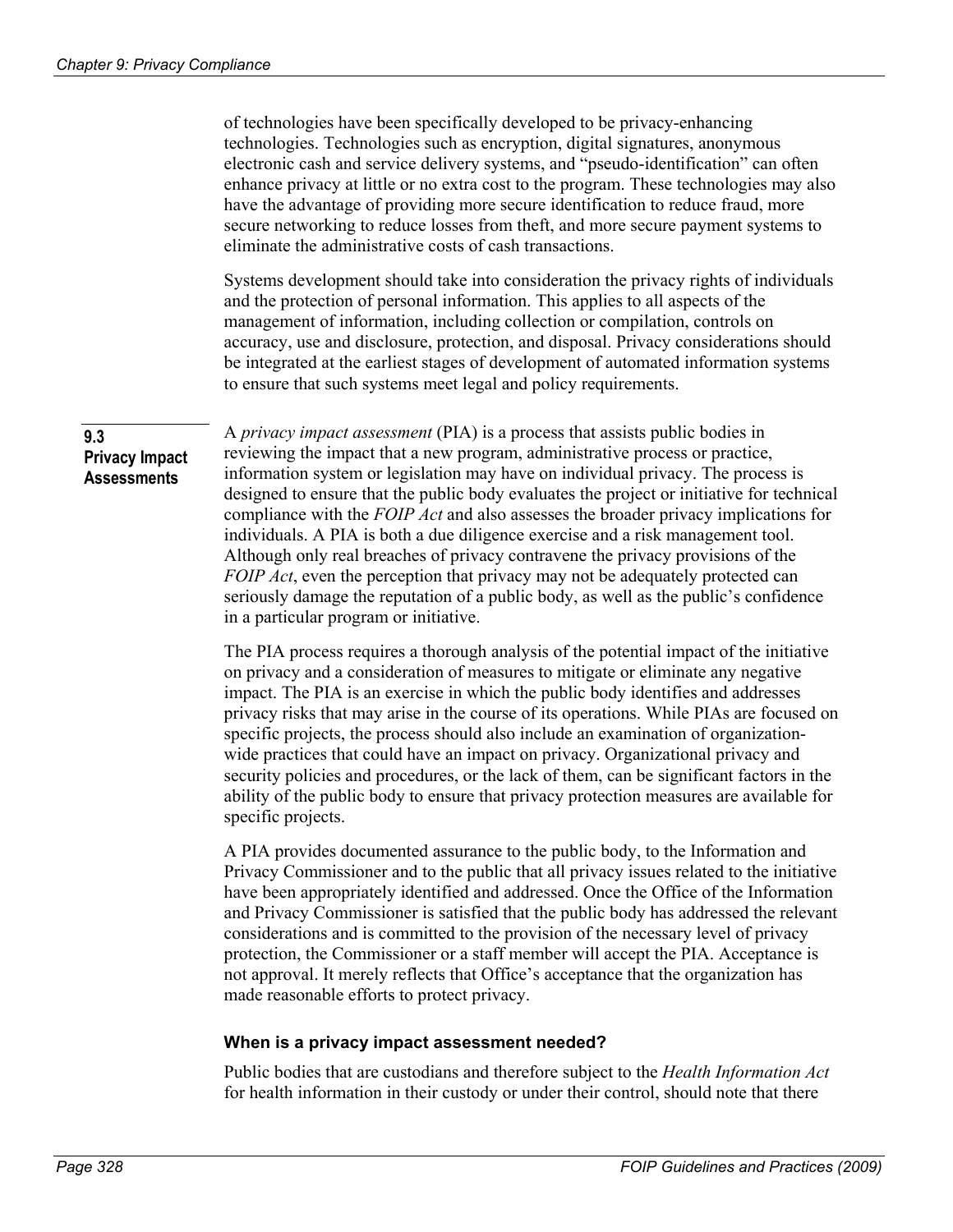of technologies have been specifically developed to be privacy-enhancing technologies. Technologies such as encryption, digital signatures, anonymous electronic cash and service delivery systems, and "pseudo-identification" can often enhance privacy at little or no extra cost to the program. These technologies may also have the advantage of providing more secure identification to reduce fraud, more secure networking to reduce losses from theft, and more secure payment systems to eliminate the administrative costs of cash transactions.

Systems development should take into consideration the privacy rights of individuals and the protection of personal information. This applies to all aspects of the management of information, including collection or compilation, controls on accuracy, use and disclosure, protection, and disposal. Privacy considerations should be integrated at the earliest stages of development of automated information systems to ensure that such systems meet legal and policy requirements.

## 9.3 Privacy Impact Assessments

A *privacy impact assessment* (PIA) is a process that assists public bodies in reviewing the impact that a new program, administrative process or practice, information system or legislation may have on individual privacy. The process is designed to ensure that the public body evaluates the project or initiative for technical compliance with the *FOIP Act* and also assesses the broader privacy implications for individuals. A PIA is both a due diligence exercise and a risk management tool. Although only real breaches of privacy contravene the privacy provisions of the *FOIP Act*, even the perception that privacy may not be adequately protected can seriously damage the reputation of a public body, as well as the public's confidence in a particular program or initiative.

The PIA process requires a thorough analysis of the potential impact of the initiative on privacy and a consideration of measures to mitigate or eliminate any negative impact. The PIA is an exercise in which the public body identifies and addresses privacy risks that may arise in the course of its operations. While PIAs are focused on specific projects, the process should also include an examination of organization-wide practices that could have an impact on privacy. Organizational privacy and security policies and procedures, or the lack of them, can be significant factors in the ability of the public body to ensure that privacy protection measures are available for specific projects.

A PIA provides documented assurance to the public body, to the Information and Privacy Commissioner and to the public that all privacy issues related to the initiative have been appropriately identified and addressed. Once the Office of the Information and Privacy Commissioner is satisfied that the public body has addressed the relevant considerations and is committed to the provision of the necessary level of privacy protection, the Commissioner or a staff member will accept the PIA. Acceptance is not approval. It merely reflects that Office's acceptance that the organization has made reasonable efforts to protect privacy.

### When is a privacy impact assessment needed?

Public bodies that are custodians and therefore subject to the *Health Information Act* for health information in their custody or under their control, should note that there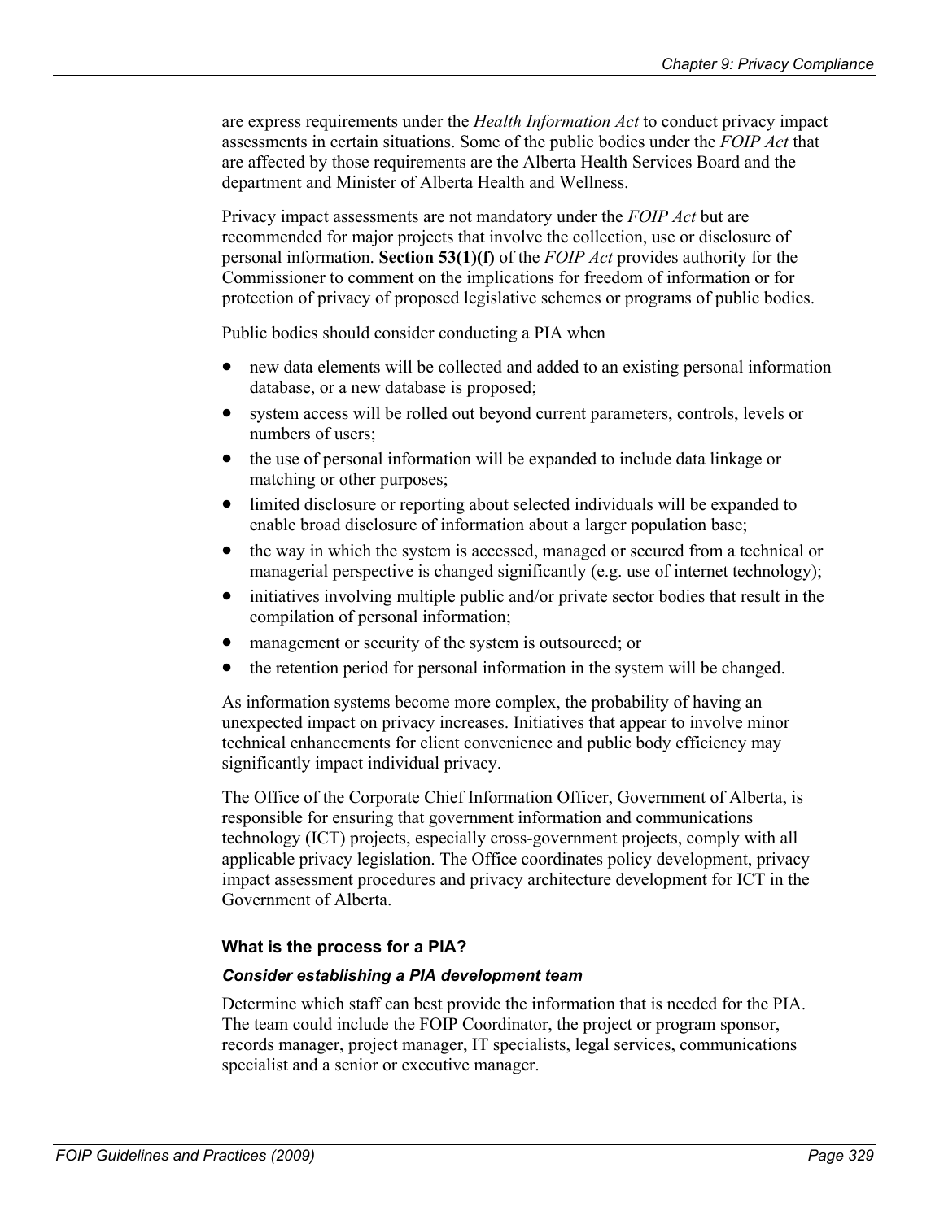are express requirements under the *Health Information Act* to conduct privacy impact assessments in certain situations. Some of the public bodies under the *FOIP Act* that are affected by those requirements are the Alberta Health Services Board and the department and Minister of Alberta Health and Wellness.

Privacy impact assessments are not mandatory under the *FOIP Act* but are recommended for major projects that involve the collection, use or disclosure of personal information. **Section 53(1)(f)** of the *FOIP Act* provides authority for the Commissioner to comment on the implications for freedom of information or for protection of privacy of proposed legislative schemes or programs of public bodies.

Public bodies should consider conducting a PIA when

- new data elements will be collected and added to an existing personal information database, or a new database is proposed;
- system access will be rolled out beyond current parameters, controls, levels or numbers of users;
- the use of personal information will be expanded to include data linkage or matching or other purposes;
- limited disclosure or reporting about selected individuals will be expanded to enable broad disclosure of information about a larger population base;
- the way in which the system is accessed, managed or secured from a technical or managerial perspective is changed significantly (e.g. use of internet technology);
- initiatives involving multiple public and/or private sector bodies that result in the compilation of personal information;
- management or security of the system is outsourced; or
- the retention period for personal information in the system will be changed.

As information systems become more complex, the probability of having an unexpected impact on privacy increases. Initiatives that appear to involve minor technical enhancements for client convenience and public body efficiency may significantly impact individual privacy.

The Office of the Corporate Chief Information Officer, Government of Alberta, is responsible for ensuring that government information and communications technology (ICT) projects, especially cross-government projects, comply with all applicable privacy legislation. The Office coordinates policy development, privacy impact assessment procedures and privacy architecture development for ICT in the Government of Alberta.

### What is the process for a PIA?

#### *Consider establishing a PIA development team*

Determine which staff can best provide the information that is needed for the PIA. The team could include the FOIP Coordinator, the project or program sponsor, records manager, project manager, IT specialists, legal services, communications specialist and a senior or executive manager.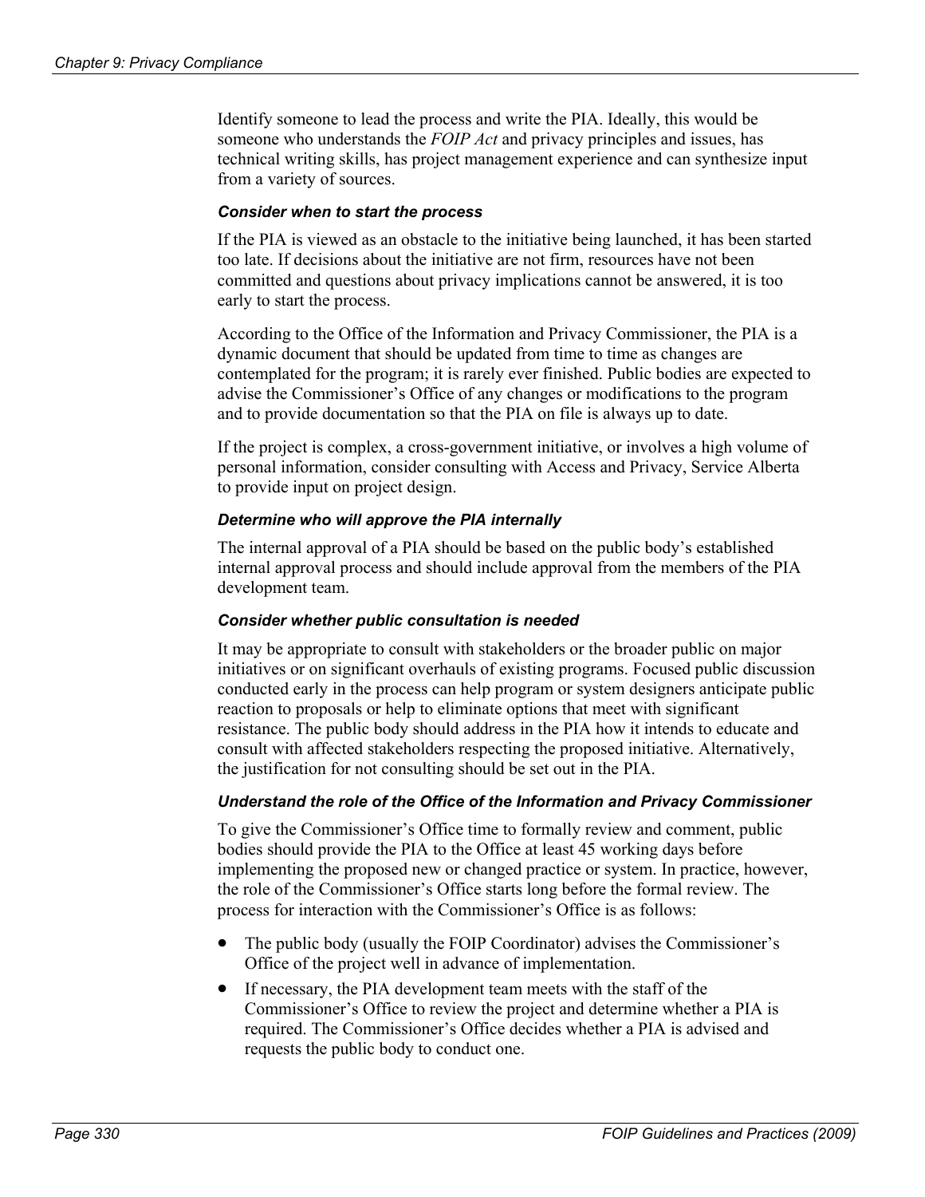Identify someone to lead the process and write the PIA. Ideally, this would be someone who understands the *FOIP Act* and privacy principles and issues, has technical writing skills, has project management experience and can synthesize input from a variety of sources.

#### *Consider when to start the process*

If the PIA is viewed as an obstacle to the initiative being launched, it has been started too late. If decisions about the initiative are not firm, resources have not been committed and questions about privacy implications cannot be answered, it is too early to start the process.

According to the Office of the Information and Privacy Commissioner, the PIA is a dynamic document that should be updated from time to time as changes are contemplated for the program; it is rarely ever finished. Public bodies are expected to advise the Commissioner's Office of any changes or modifications to the program and to provide documentation so that the PIA on file is always up to date.

If the project is complex, a cross-government initiative, or involves a high volume of personal information, consider consulting with Access and Privacy, Service Alberta to provide input on project design.

#### *Determine who will approve the PIA internally*

The internal approval of a PIA should be based on the public body's established internal approval process and should include approval from the members of the PIA development team.

#### *Consider whether public consultation is needed*

It may be appropriate to consult with stakeholders or the broader public on major initiatives or on significant overhauls of existing programs. Focused public discussion conducted early in the process can help program or system designers anticipate public reaction to proposals or help to eliminate options that meet with significant resistance. The public body should address in the PIA how it intends to educate and consult with affected stakeholders respecting the proposed initiative. Alternatively, the justification for not consulting should be set out in the PIA.

#### *Understand the role of the Office of the Information and Privacy Commissioner*

To give the Commissioner's Office time to formally review and comment, public bodies should provide the PIA to the Office at least 45 working days before implementing the proposed new or changed practice or system. In practice, however, the role of the Commissioner's Office starts long before the formal review. The process for interaction with the Commissioner's Office is as follows:

- The public body (usually the FOIP Coordinator) advises the Commissioner's Office of the project well in advance of implementation.
- If necessary, the PIA development team meets with the staff of the Commissioner's Office to review the project and determine whether a PIA is required. The Commissioner's Office decides whether a PIA is advised and requests the public body to conduct one.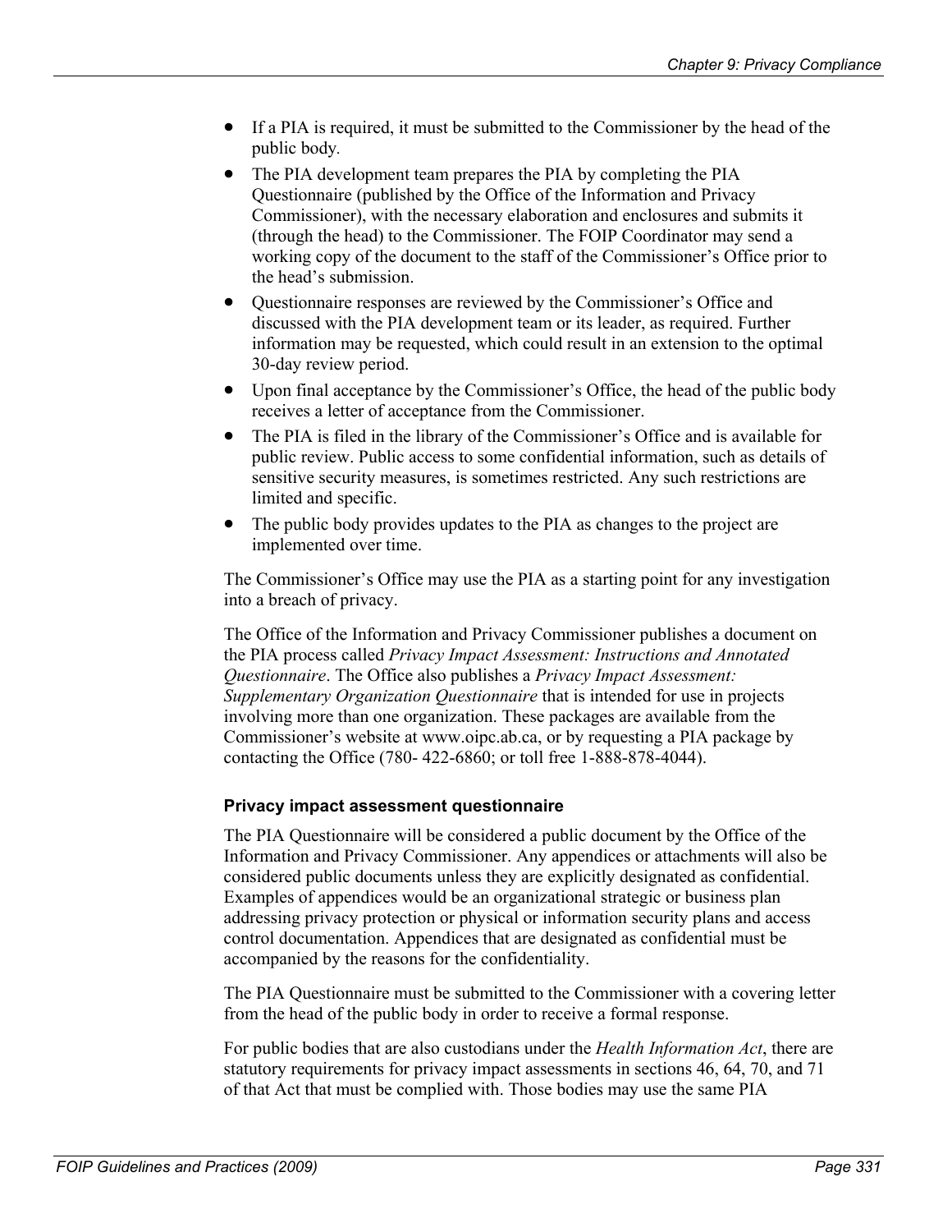- If a PIA is required, it must be submitted to the Commissioner by the head of the public body.
- The PIA development team prepares the PIA by completing the PIA Questionnaire (published by the Office of the Information and Privacy Commissioner), with the necessary elaboration and enclosures and submits it (through the head) to the Commissioner. The FOIP Coordinator may send a working copy of the document to the staff of the Commissioner's Office prior to the head's submission.
- Questionnaire responses are reviewed by the Commissioner's Office and discussed with the PIA development team or its leader, as required. Further information may be requested, which could result in an extension to the optimal 30-day review period.
- Upon final acceptance by the Commissioner's Office, the head of the public body receives a letter of acceptance from the Commissioner.
- The PIA is filed in the library of the Commissioner's Office and is available for public review. Public access to some confidential information, such as details of sensitive security measures, is sometimes restricted. Any such restrictions are limited and specific.
- The public body provides updates to the PIA as changes to the project are implemented over time.

The Commissioner's Office may use the PIA as a starting point for any investigation into a breach of privacy.

The Office of the Information and Privacy Commissioner publishes a document on the PIA process called *Privacy Impact Assessment: Instructions and Annotated Questionnaire*. The Office also publishes a *Privacy Impact Assessment: Supplementary Organization Questionnaire* that is intended for use in projects involving more than one organization. These packages are available from the Commissioner's website at www.oipc.ab.ca, or by requesting a PIA package by contacting the Office (780- 422-6860; or toll free 1-888-878-4044).

#### Privacy impact assessment questionnaire

The PIA Questionnaire will be considered a public document by the Office of the Information and Privacy Commissioner. Any appendices or attachments will also be considered public documents unless they are explicitly designated as confidential. Examples of appendices would be an organizational strategic or business plan addressing privacy protection or physical or information security plans and access control documentation. Appendices that are designated as confidential must be accompanied by the reasons for the confidentiality.

The PIA Questionnaire must be submitted to the Commissioner with a covering letter from the head of the public body in order to receive a formal response.

For public bodies that are also custodians under the *Health Information Act*, there are statutory requirements for privacy impact assessments in sections 46, 64, 70, and 71 of that Act that must be complied with. Those bodies may use the same PIA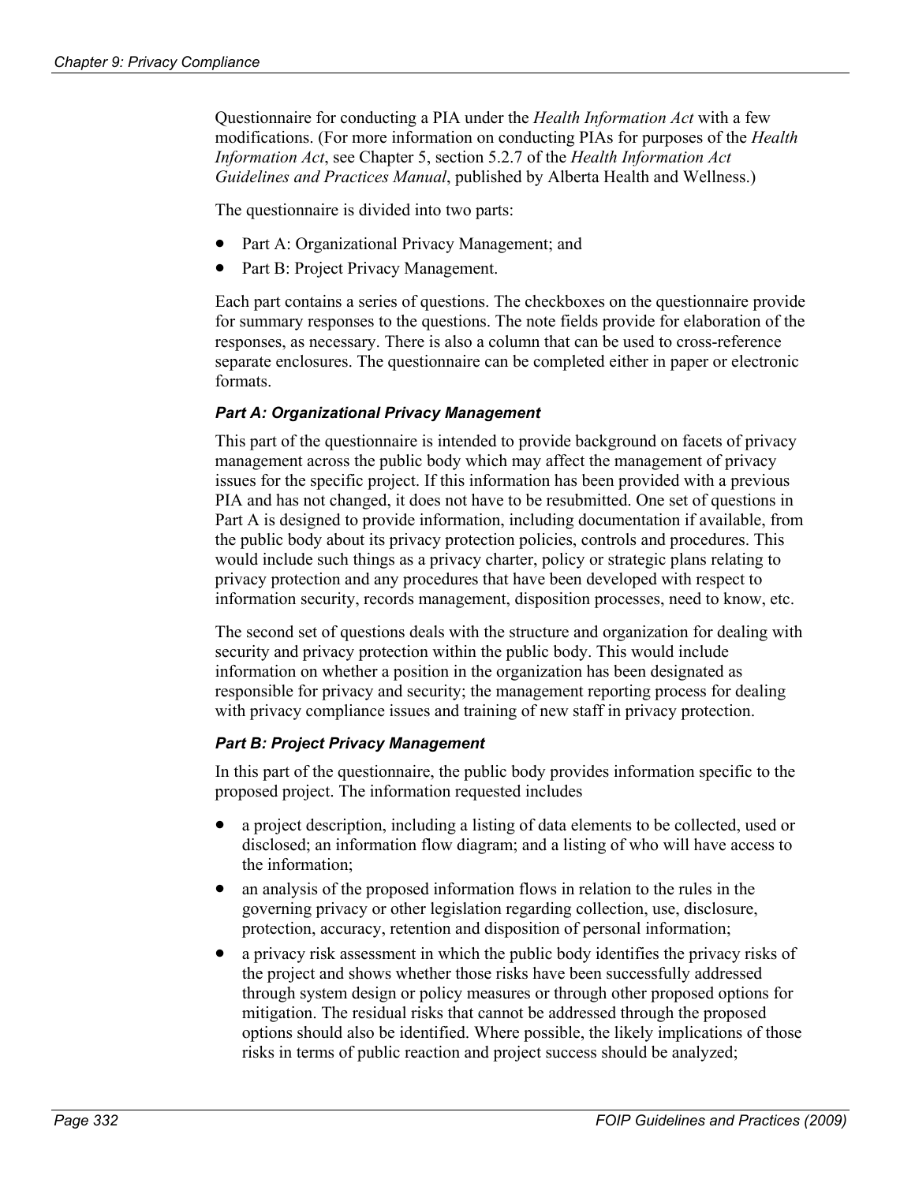Questionnaire for conducting a PIA under the *Health Information Act* with a few modifications. (For more information on conducting PIAs for purposes of the *Health Information Act*, see Chapter 5, section 5.2.7 of the *Health Information Act Guidelines and Practices Manual*, published by Alberta Health and Wellness.)

The questionnaire is divided into two parts:

- Part A: Organizational Privacy Management; and
- Part B: Project Privacy Management.

Each part contains a series of questions. The checkboxes on the questionnaire provide for summary responses to the questions. The note fields provide for elaboration of the responses, as necessary. There is also a column that can be used to cross-reference separate enclosures. The questionnaire can be completed either in paper or electronic formats.

#### *Part A: Organizational Privacy Management*

This part of the questionnaire is intended to provide background on facets of privacy management across the public body which may affect the management of privacy issues for the specific project. If this information has been provided with a previous PIA and has not changed, it does not have to be resubmitted. One set of questions in Part A is designed to provide information, including documentation if available, from the public body about its privacy protection policies, controls and procedures. This would include such things as a privacy charter, policy or strategic plans relating to privacy protection and any procedures that have been developed with respect to information security, records management, disposition processes, need to know, etc.

The second set of questions deals with the structure and organization for dealing with security and privacy protection within the public body. This would include information on whether a position in the organization has been designated as responsible for privacy and security; the management reporting process for dealing with privacy compliance issues and training of new staff in privacy protection.

#### *Part B: Project Privacy Management*

In this part of the questionnaire, the public body provides information specific to the proposed project. The information requested includes

- a project description, including a listing of data elements to be collected, used or disclosed; an information flow diagram; and a listing of who will have access to the information;
- an analysis of the proposed information flows in relation to the rules in the governing privacy or other legislation regarding collection, use, disclosure, protection, accuracy, retention and disposition of personal information;
- a privacy risk assessment in which the public body identifies the privacy risks of the project and shows whether those risks have been successfully addressed through system design or policy measures or through other proposed options for mitigation. The residual risks that cannot be addressed through the proposed options should also be identified. Where possible, the likely implications of those risks in terms of public reaction and project success should be analyzed;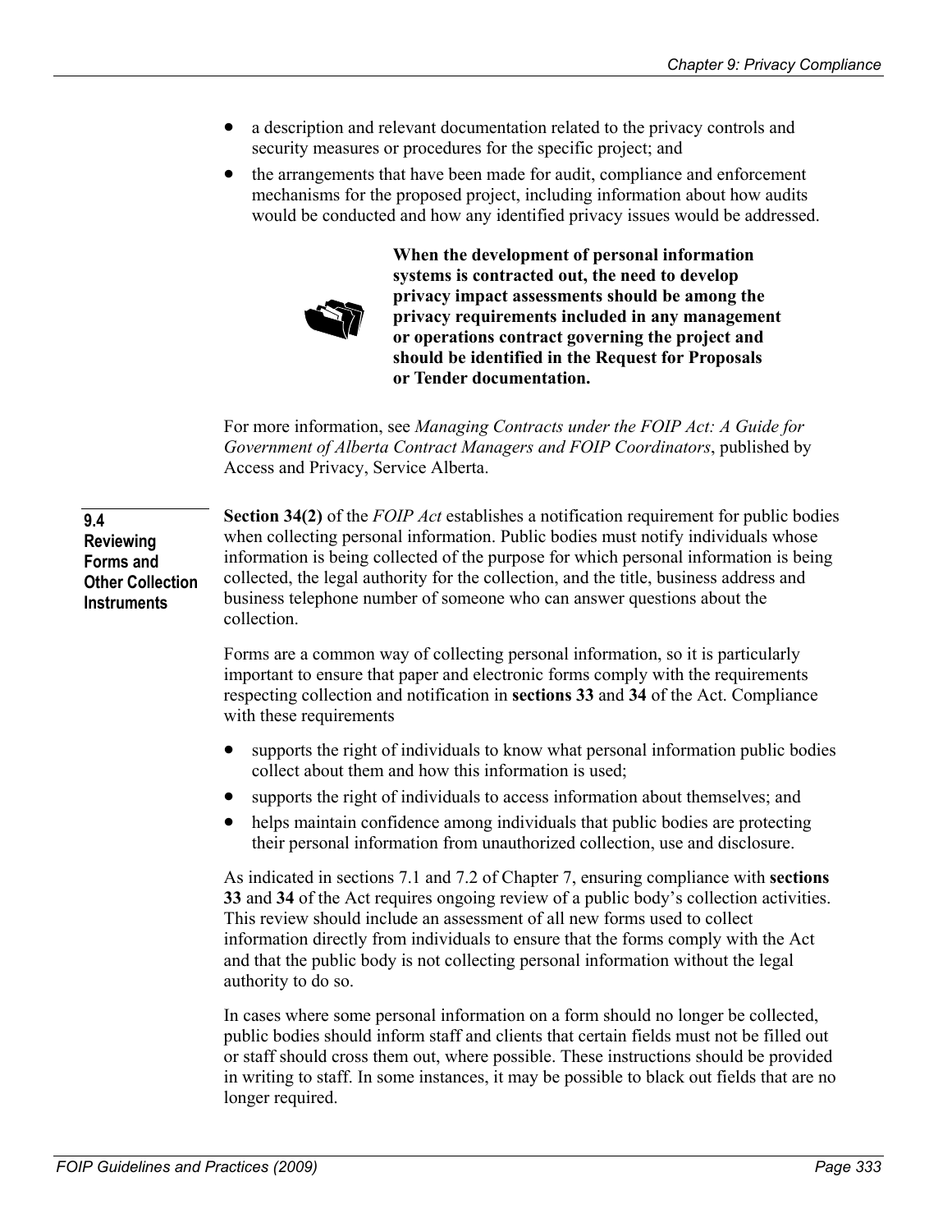- a description and relevant documentation related to the privacy controls and security measures or procedures for the specific project; and
- the arrangements that have been made for audit, compliance and enforcement mechanisms for the proposed project, including information about how audits would be conducted and how any identified privacy issues would be addressed.

**When the development of personal information systems is contracted out, the need to develop privacy impact assessments should be among the privacy requirements included in any management or operations contract governing the project and should be identified in the Request for Proposals or Tender documentation.**

For more information, see *Managing Contracts under the FOIP Act: A Guide for Government of Alberta Contract Managers and FOIP Coordinators*, published by Access and Privacy, Service Alberta.

## 9.4 Reviewing Forms and Other Collection Instruments

**Section 34(2)** of the *FOIP Act* establishes a notification requirement for public bodies when collecting personal information. Public bodies must notify individuals whose information is being collected of the purpose for which personal information is being collected, the legal authority for the collection, and the title, business address and business telephone number of someone who can answer questions about the collection.

Forms are a common way of collecting personal information, so it is particularly important to ensure that paper and electronic forms comply with the requirements respecting collection and notification in **sections 33** and **34** of the Act. Compliance with these requirements

- supports the right of individuals to know what personal information public bodies collect about them and how this information is used;
- supports the right of individuals to access information about themselves; and
- helps maintain confidence among individuals that public bodies are protecting their personal information from unauthorized collection, use and disclosure.

As indicated in sections 7.1 and 7.2 of Chapter 7, ensuring compliance with **sections 33** and **34** of the Act requires ongoing review of a public body's collection activities. This review should include an assessment of all new forms used to collect information directly from individuals to ensure that the forms comply with the Act and that the public body is not collecting personal information without the legal authority to do so.

In cases where some personal information on a form should no longer be collected, public bodies should inform staff and clients that certain fields must not be filled out or staff should cross them out, where possible. These instructions should be provided in writing to staff. In some instances, it may be possible to black out fields that are no longer required.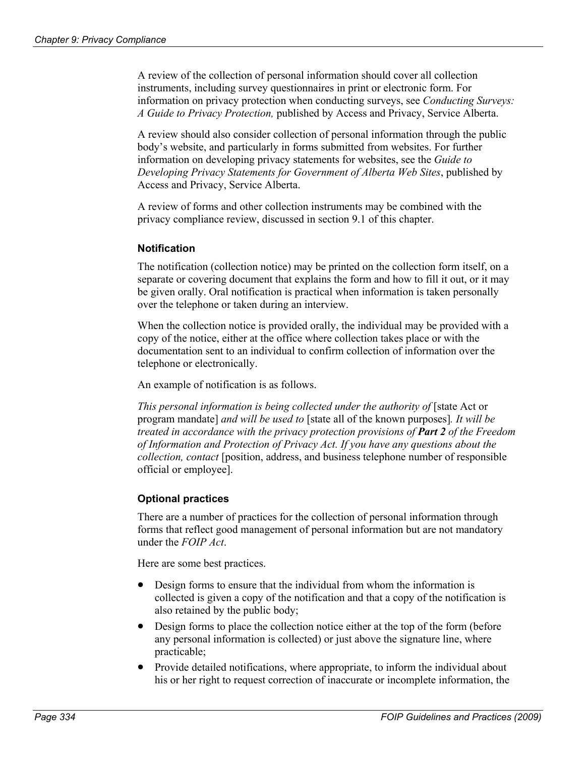A review of the collection of personal information should cover all collection instruments, including survey questionnaires in print or electronic form. For information on privacy protection when conducting surveys, see *Conducting Surveys: A Guide to Privacy Protection,* published by Access and Privacy, Service Alberta.

A review should also consider collection of personal information through the public body's website, and particularly in forms submitted from websites. For further information on developing privacy statements for websites, see the *Guide to Developing Privacy Statements for Government of Alberta Web Sites*, published by Access and Privacy, Service Alberta.

A review of forms and other collection instruments may be combined with the privacy compliance review, discussed in section 9.1 of this chapter.

#### Notification

The notification (collection notice) may be printed on the collection form itself, on a separate or covering document that explains the form and how to fill it out, or it may be given orally. Oral notification is practical when information is taken personally over the telephone or taken during an interview.

When the collection notice is provided orally, the individual may be provided with a copy of the notice, either at the office where collection takes place or with the documentation sent to an individual to confirm collection of information over the telephone or electronically.

An example of notification is as follows.

*This personal information is being collected under the authority of* [state Act or program mandate] *and will be used to* [state all of the known purposes]*. It will be treated in accordance with the privacy protection provisions of* ***Part 2*** *of the Freedom of Information and Protection of Privacy Act. If you have any questions about the collection, contact* [position, address, and business telephone number of responsible official or employee].

#### Optional practices

There are a number of practices for the collection of personal information through forms that reflect good management of personal information but are not mandatory under the *FOIP Act*.

Here are some best practices.

- Design forms to ensure that the individual from whom the information is collected is given a copy of the notification and that a copy of the notification is also retained by the public body;
- Design forms to place the collection notice either at the top of the form (before any personal information is collected) or just above the signature line, where practicable;
- Provide detailed notifications, where appropriate, to inform the individual about his or her right to request correction of inaccurate or incomplete information, the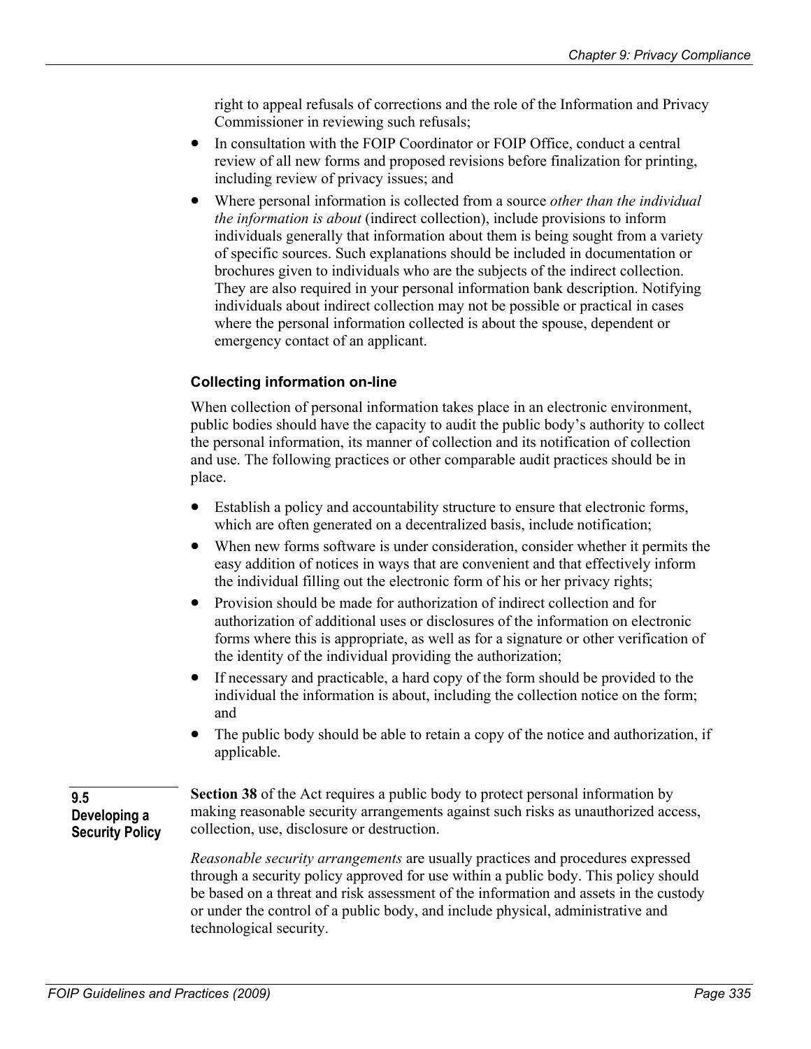right to appeal refusals of corrections and the role of the Information and Privacy Commissioner in reviewing such refusals;

- In consultation with the FOIP Coordinator or FOIP Office, conduct a central review of all new forms and proposed revisions before finalization for printing, including review of privacy issues; and
- Where personal information is collected from a source *other than the individual the information is about* (indirect collection), include provisions to inform individuals generally that information about them is being sought from a variety of specific sources. Such explanations should be included in documentation or brochures given to individuals who are the subjects of the indirect collection. They are also required in your personal information bank description. Notifying individuals about indirect collection may not be possible or practical in cases where the personal information collected is about the spouse, dependent or emergency contact of an applicant.

### Collecting information on-line

When collection of personal information takes place in an electronic environment, public bodies should have the capacity to audit the public body's authority to collect the personal information, its manner of collection and its notification of collection and use. The following practices or other comparable audit practices should be in place.

- Establish a policy and accountability structure to ensure that electronic forms, which are often generated on a decentralized basis, include notification;
- When new forms software is under consideration, consider whether it permits the easy addition of notices in ways that are convenient and that effectively inform the individual filling out the electronic form of his or her privacy rights;
- Provision should be made for authorization of indirect collection and for authorization of additional uses or disclosures of the information on electronic forms where this is appropriate, as well as for a signature or other verification of the identity of the individual providing the authorization;
- If necessary and practicable, a hard copy of the form should be provided to the individual the information is about, including the collection notice on the form; and
- The public body should be able to retain a copy of the notice and authorization, if applicable.

## 9.5 Developing a Security Policy

**Section 38** of the Act requires a public body to protect personal information by making reasonable security arrangements against such risks as unauthorized access, collection, use, disclosure or destruction.

*Reasonable security arrangements* are usually practices and procedures expressed through a security policy approved for use within a public body. This policy should be based on a threat and risk assessment of the information and assets in the custody or under the control of a public body, and include physical, administrative and technological security.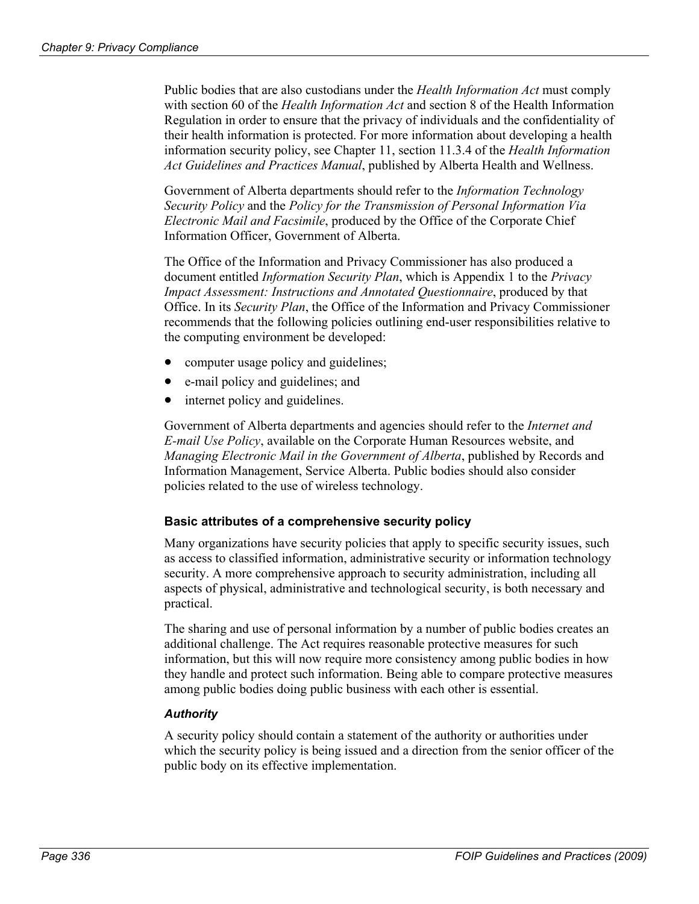Public bodies that are also custodians under the *Health Information Act* must comply with section 60 of the *Health Information Act* and section 8 of the Health Information Regulation in order to ensure that the privacy of individuals and the confidentiality of their health information is protected. For more information about developing a health information security policy, see Chapter 11, section 11.3.4 of the *Health Information Act Guidelines and Practices Manual*, published by Alberta Health and Wellness.

Government of Alberta departments should refer to the *Information Technology Security Policy* and the *Policy for the Transmission of Personal Information Via Electronic Mail and Facsimile*, produced by the Office of the Corporate Chief Information Officer, Government of Alberta.

The Office of the Information and Privacy Commissioner has also produced a document entitled *Information Security Plan*, which is Appendix 1 to the *Privacy Impact Assessment: Instructions and Annotated Questionnaire*, produced by that Office. In its *Security Plan*, the Office of the Information and Privacy Commissioner recommends that the following policies outlining end-user responsibilities relative to the computing environment be developed:

- computer usage policy and guidelines;
- e-mail policy and guidelines; and
- internet policy and guidelines.

Government of Alberta departments and agencies should refer to the *Internet and E-mail Use Policy*, available on the Corporate Human Resources website, and *Managing Electronic Mail in the Government of Alberta*, published by Records and Information Management, Service Alberta. Public bodies should also consider policies related to the use of wireless technology.

### Basic attributes of a comprehensive security policy

Many organizations have security policies that apply to specific security issues, such as access to classified information, administrative security or information technology security. A more comprehensive approach to security administration, including all aspects of physical, administrative and technological security, is both necessary and practical.

The sharing and use of personal information by a number of public bodies creates an additional challenge. The Act requires reasonable protective measures for such information, but this will now require more consistency among public bodies in how they handle and protect such information. Being able to compare protective measures among public bodies doing public business with each other is essential.

#### *Authority*

A security policy should contain a statement of the authority or authorities under which the security policy is being issued and a direction from the senior officer of the public body on its effective implementation.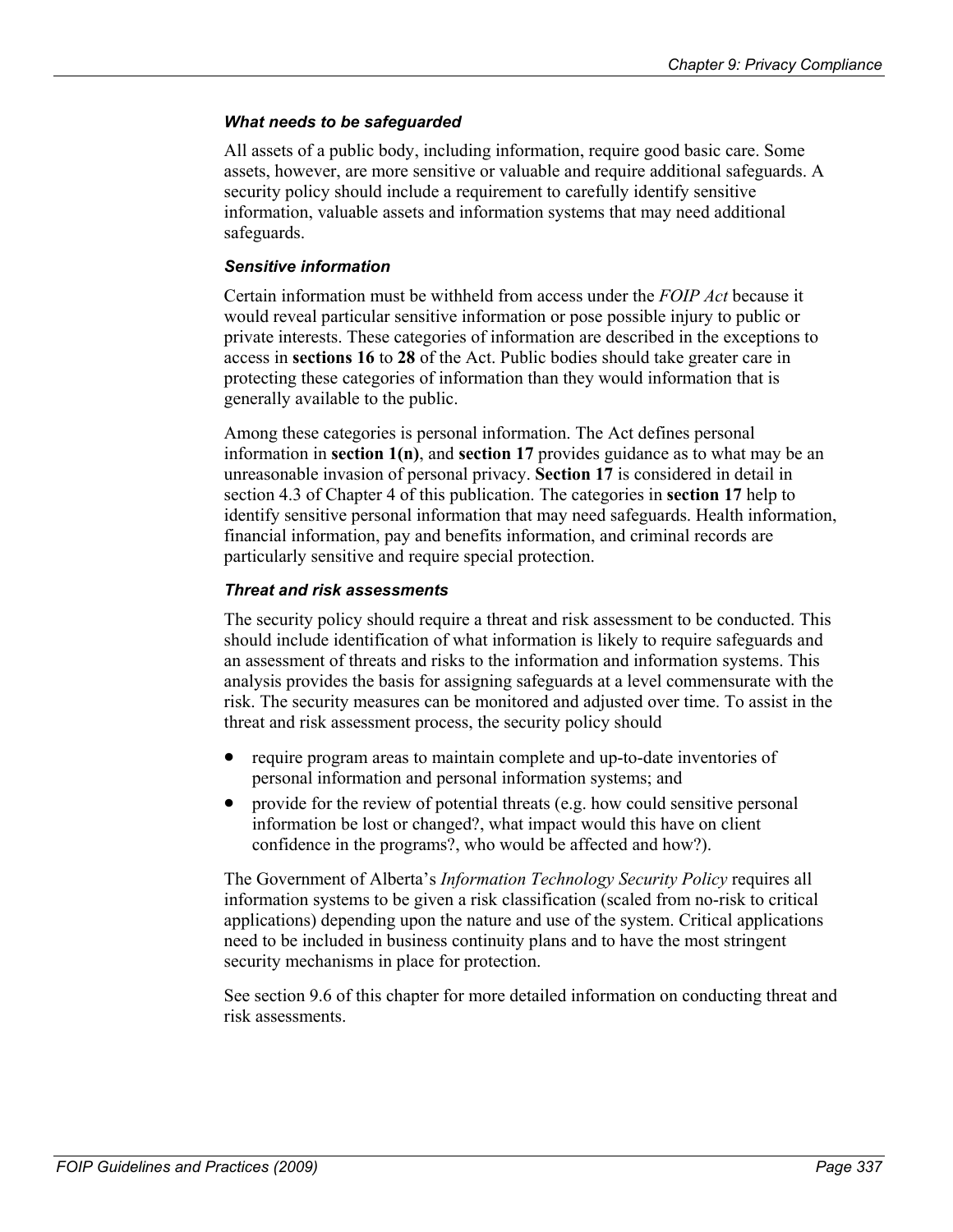#### *What needs to be safeguarded*

All assets of a public body, including information, require good basic care. Some assets, however, are more sensitive or valuable and require additional safeguards. A security policy should include a requirement to carefully identify sensitive information, valuable assets and information systems that may need additional safeguards.

#### *Sensitive information*

Certain information must be withheld from access under the *FOIP Act* because it would reveal particular sensitive information or pose possible injury to public or private interests. These categories of information are described in the exceptions to access in **sections 16** to **28** of the Act. Public bodies should take greater care in protecting these categories of information than they would information that is generally available to the public.

Among these categories is personal information. The Act defines personal information in **section 1(n)**, and **section 17** provides guidance as to what may be an unreasonable invasion of personal privacy. **Section 17** is considered in detail in section 4.3 of Chapter 4 of this publication. The categories in **section 17** help to identify sensitive personal information that may need safeguards. Health information, financial information, pay and benefits information, and criminal records are particularly sensitive and require special protection.

#### *Threat and risk assessments*

The security policy should require a threat and risk assessment to be conducted. This should include identification of what information is likely to require safeguards and an assessment of threats and risks to the information and information systems. This analysis provides the basis for assigning safeguards at a level commensurate with the risk. The security measures can be monitored and adjusted over time. To assist in the threat and risk assessment process, the security policy should

- require program areas to maintain complete and up-to-date inventories of personal information and personal information systems; and
- provide for the review of potential threats (e.g. how could sensitive personal information be lost or changed?, what impact would this have on client confidence in the programs?, who would be affected and how?).

The Government of Alberta's *Information Technology Security Policy* requires all information systems to be given a risk classification (scaled from no-risk to critical applications) depending upon the nature and use of the system. Critical applications need to be included in business continuity plans and to have the most stringent security mechanisms in place for protection.

See section 9.6 of this chapter for more detailed information on conducting threat and risk assessments.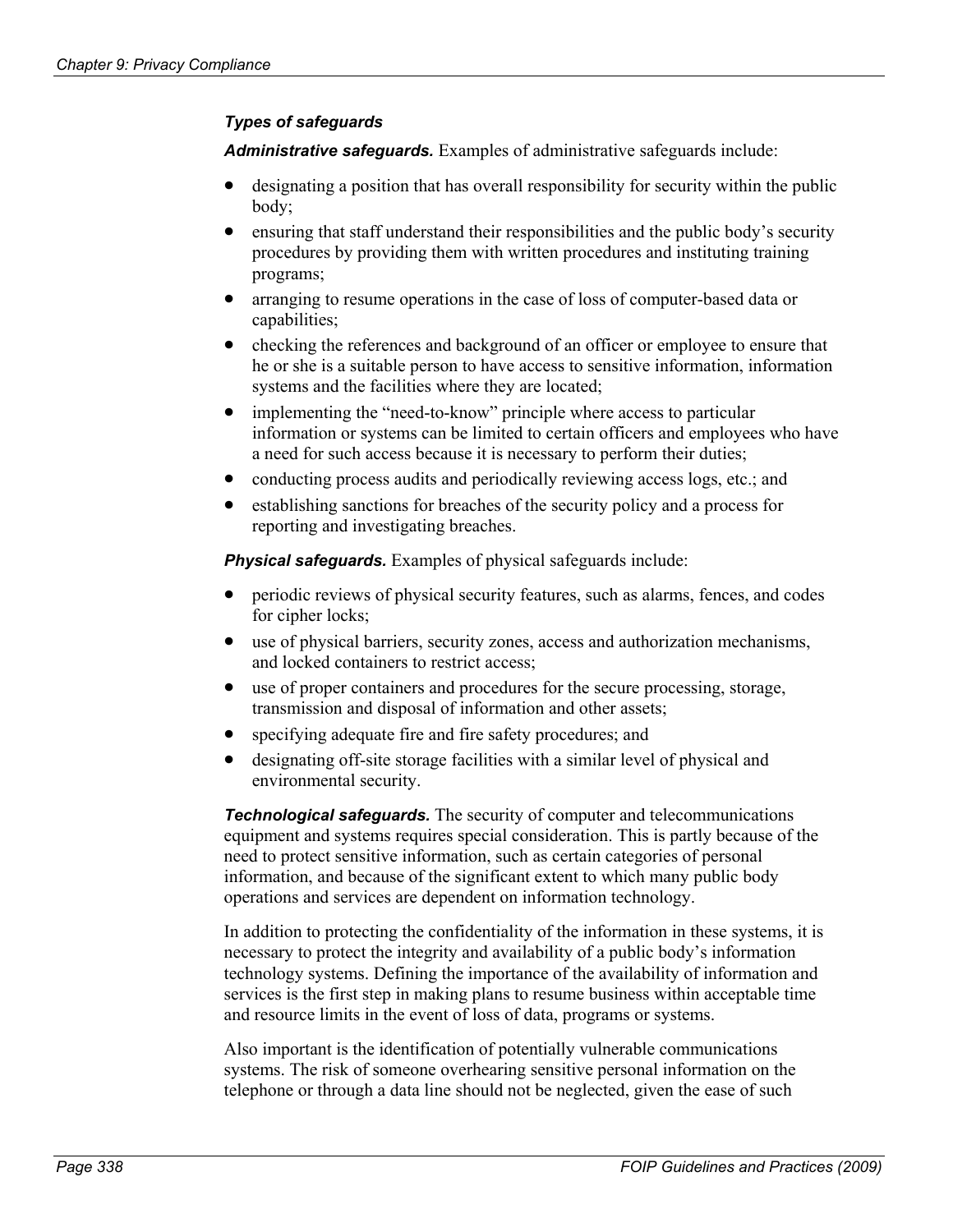### *Types of safeguards*

***Administrative safeguards.*** Examples of administrative safeguards include:

- designating a position that has overall responsibility for security within the public body;
- ensuring that staff understand their responsibilities and the public body's security procedures by providing them with written procedures and instituting training programs;
- arranging to resume operations in the case of loss of computer-based data or capabilities;
- checking the references and background of an officer or employee to ensure that he or she is a suitable person to have access to sensitive information, information systems and the facilities where they are located;
- implementing the "need-to-know" principle where access to particular information or systems can be limited to certain officers and employees who have a need for such access because it is necessary to perform their duties;
- conducting process audits and periodically reviewing access logs, etc.; and
- establishing sanctions for breaches of the security policy and a process for reporting and investigating breaches.

***Physical safeguards.*** Examples of physical safeguards include:

- periodic reviews of physical security features, such as alarms, fences, and codes for cipher locks;
- use of physical barriers, security zones, access and authorization mechanisms, and locked containers to restrict access;
- use of proper containers and procedures for the secure processing, storage, transmission and disposal of information and other assets;
- specifying adequate fire and fire safety procedures; and
- designating off-site storage facilities with a similar level of physical and environmental security.

***Technological safeguards.*** The security of computer and telecommunications equipment and systems requires special consideration. This is partly because of the need to protect sensitive information, such as certain categories of personal information, and because of the significant extent to which many public body operations and services are dependent on information technology.

In addition to protecting the confidentiality of the information in these systems, it is necessary to protect the integrity and availability of a public body's information technology systems. Defining the importance of the availability of information and services is the first step in making plans to resume business within acceptable time and resource limits in the event of loss of data, programs or systems.

Also important is the identification of potentially vulnerable communications systems. The risk of someone overhearing sensitive personal information on the telephone or through a data line should not be neglected, given the ease of such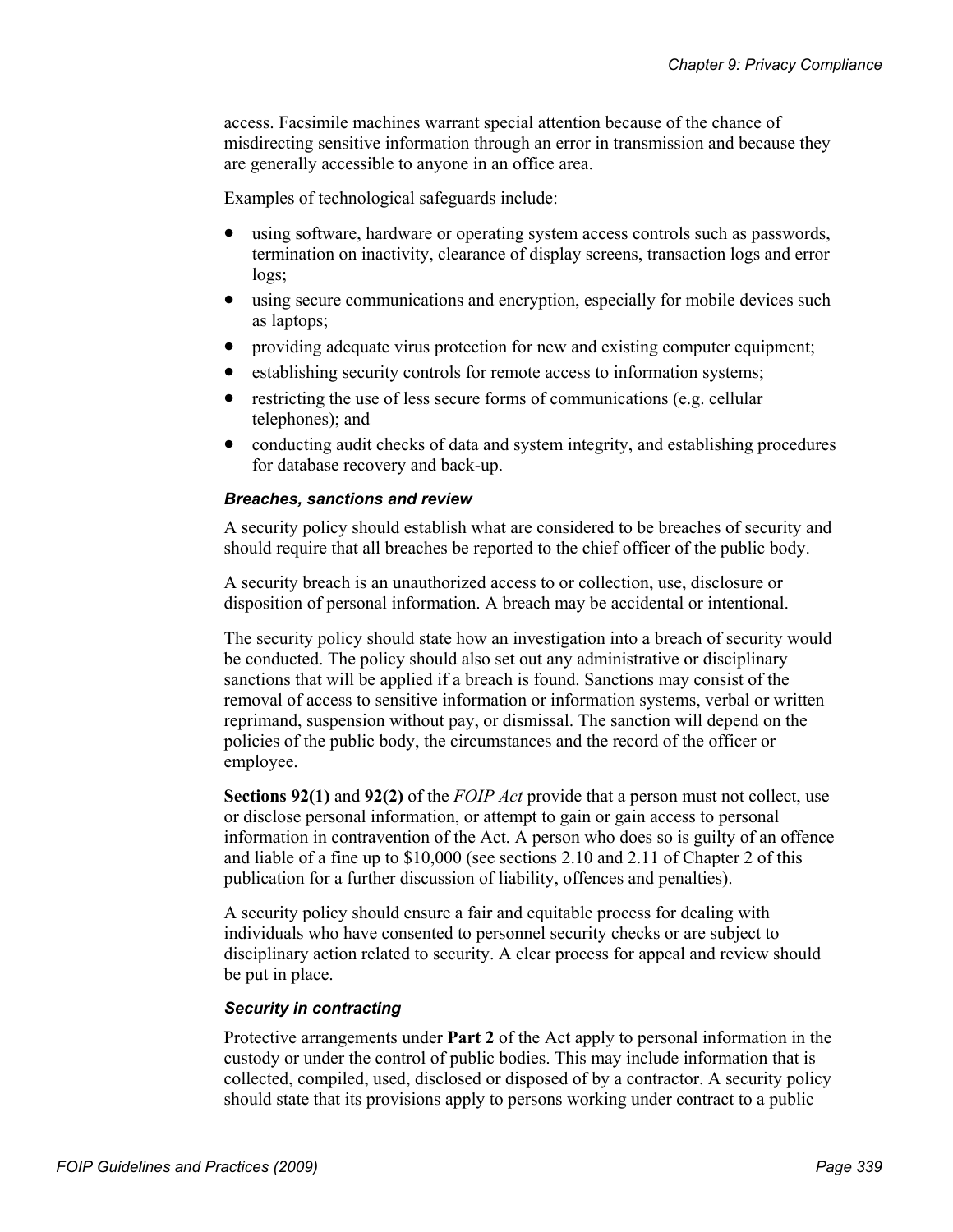access. Facsimile machines warrant special attention because of the chance of misdirecting sensitive information through an error in transmission and because they are generally accessible to anyone in an office area.

Examples of technological safeguards include:

- using software, hardware or operating system access controls such as passwords, termination on inactivity, clearance of display screens, transaction logs and error logs;
- using secure communications and encryption, especially for mobile devices such as laptops;
- providing adequate virus protection for new and existing computer equipment;
- establishing security controls for remote access to information systems;
- restricting the use of less secure forms of communications (e.g. cellular telephones); and
- conducting audit checks of data and system integrity, and establishing procedures for database recovery and back-up.

#### *Breaches, sanctions and review*

A security policy should establish what are considered to be breaches of security and should require that all breaches be reported to the chief officer of the public body.

A security breach is an unauthorized access to or collection, use, disclosure or disposition of personal information. A breach may be accidental or intentional.

The security policy should state how an investigation into a breach of security would be conducted. The policy should also set out any administrative or disciplinary sanctions that will be applied if a breach is found. Sanctions may consist of the removal of access to sensitive information or information systems, verbal or written reprimand, suspension without pay, or dismissal. The sanction will depend on the policies of the public body, the circumstances and the record of the officer or employee.

**Sections 92(1)** and **92(2)** of the *FOIP Act* provide that a person must not collect, use or disclose personal information, or attempt to gain or gain access to personal information in contravention of the Act. A person who does so is guilty of an offence and liable of a fine up to $10,000 (see sections 2.10 and 2.11 of Chapter 2 of this publication for a further discussion of liability, offences and penalties).

A security policy should ensure a fair and equitable process for dealing with individuals who have consented to personnel security checks or are subject to disciplinary action related to security. A clear process for appeal and review should be put in place.

#### *Security in contracting*

Protective arrangements under **Part 2** of the Act apply to personal information in the custody or under the control of public bodies. This may include information that is collected, compiled, used, disclosed or disposed of by a contractor. A security policy should state that its provisions apply to persons working under contract to a public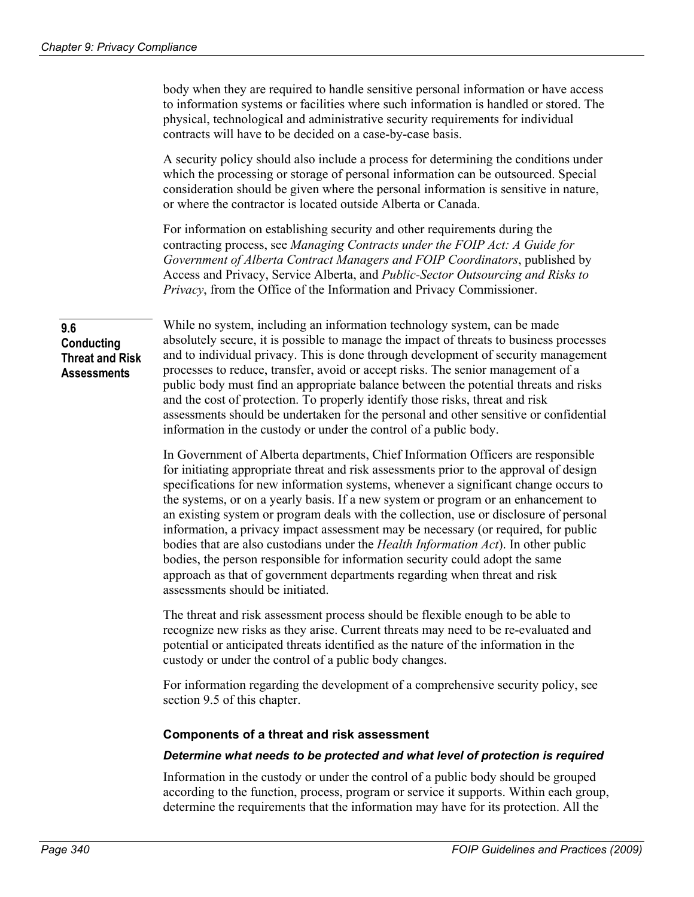body when they are required to handle sensitive personal information or have access to information systems or facilities where such information is handled or stored. The physical, technological and administrative security requirements for individual contracts will have to be decided on a case-by-case basis.

A security policy should also include a process for determining the conditions under which the processing or storage of personal information can be outsourced. Special consideration should be given where the personal information is sensitive in nature, or where the contractor is located outside Alberta or Canada.

For information on establishing security and other requirements during the contracting process, see *Managing Contracts under the FOIP Act: A Guide for Government of Alberta Contract Managers and FOIP Coordinators*, published by Access and Privacy, Service Alberta, and *Public-Sector Outsourcing and Risks to Privacy*, from the Office of the Information and Privacy Commissioner.

## 9.6 Conducting Threat and Risk Assessments

While no system, including an information technology system, can be made absolutely secure, it is possible to manage the impact of threats to business processes and to individual privacy. This is done through development of security management processes to reduce, transfer, avoid or accept risks. The senior management of a public body must find an appropriate balance between the potential threats and risks and the cost of protection. To properly identify those risks, threat and risk assessments should be undertaken for the personal and other sensitive or confidential information in the custody or under the control of a public body.

In Government of Alberta departments, Chief Information Officers are responsible for initiating appropriate threat and risk assessments prior to the approval of design specifications for new information systems, whenever a significant change occurs to the systems, or on a yearly basis. If a new system or program or an enhancement to an existing system or program deals with the collection, use or disclosure of personal information, a privacy impact assessment may be necessary (or required, for public bodies that are also custodians under the *Health Information Act*). In other public bodies, the person responsible for information security could adopt the same approach as that of government departments regarding when threat and risk assessments should be initiated.

The threat and risk assessment process should be flexible enough to be able to recognize new risks as they arise. Current threats may need to be re-evaluated and potential or anticipated threats identified as the nature of the information in the custody or under the control of a public body changes.

For information regarding the development of a comprehensive security policy, see section 9.5 of this chapter.

### Components of a threat and risk assessment

#### *Determine what needs to be protected and what level of protection is required*

Information in the custody or under the control of a public body should be grouped according to the function, process, program or service it supports. Within each group, determine the requirements that the information may have for its protection. All the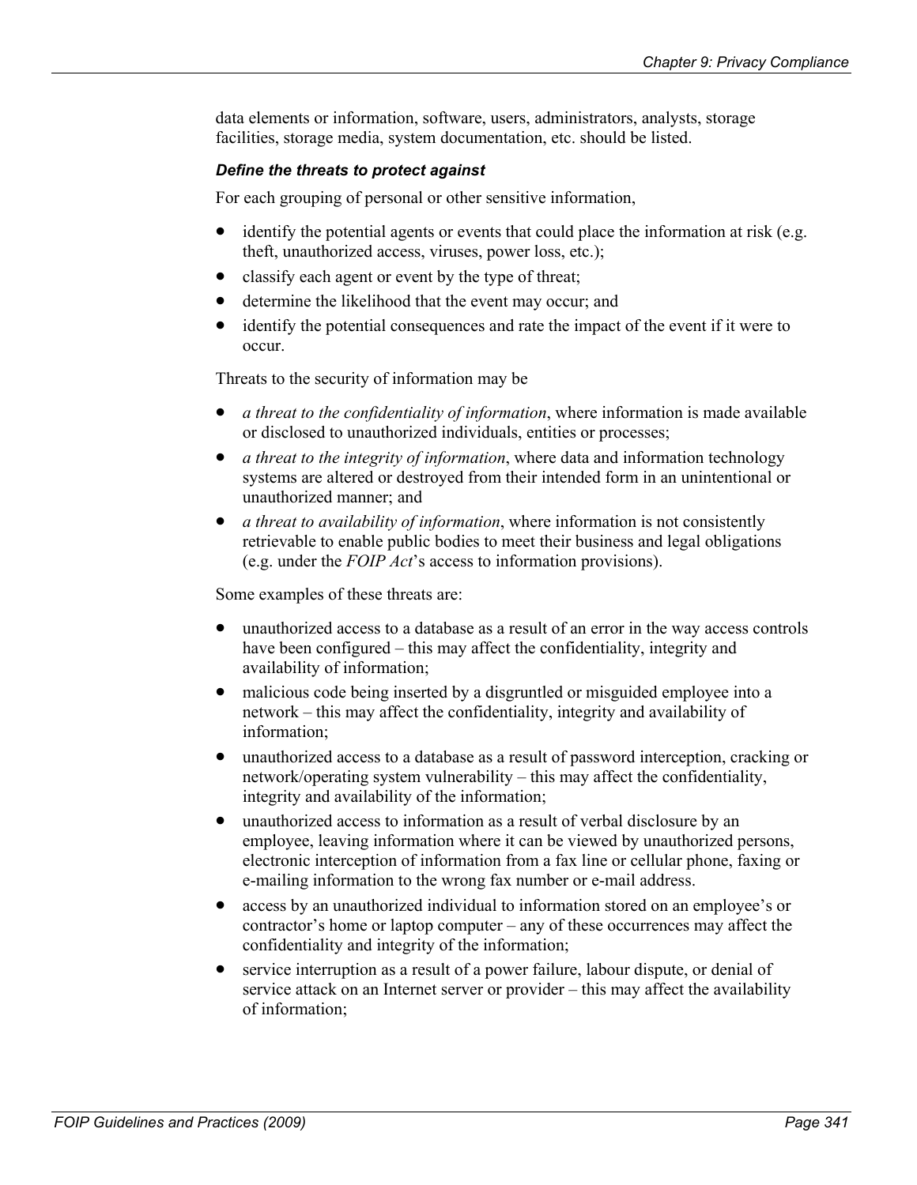data elements or information, software, users, administrators, analysts, storage facilities, storage media, system documentation, etc. should be listed.

***Define the threats to protect against***

For each grouping of personal or other sensitive information,

- identify the potential agents or events that could place the information at risk (e.g. theft, unauthorized access, viruses, power loss, etc.);
- classify each agent or event by the type of threat;
- determine the likelihood that the event may occur; and
- identify the potential consequences and rate the impact of the event if it were to occur.

Threats to the security of information may be

- *a threat to the confidentiality of information*, where information is made available or disclosed to unauthorized individuals, entities or processes;
- *a threat to the integrity of information*, where data and information technology systems are altered or destroyed from their intended form in an unintentional or unauthorized manner; and
- *a threat to availability of information*, where information is not consistently retrievable to enable public bodies to meet their business and legal obligations (e.g. under the *FOIP Act*'s access to information provisions).

Some examples of these threats are:

- unauthorized access to a database as a result of an error in the way access controls have been configured – this may affect the confidentiality, integrity and availability of information;
- malicious code being inserted by a disgruntled or misguided employee into a network – this may affect the confidentiality, integrity and availability of information;
- unauthorized access to a database as a result of password interception, cracking or network/operating system vulnerability – this may affect the confidentiality, integrity and availability of the information;
- unauthorized access to information as a result of verbal disclosure by an employee, leaving information where it can be viewed by unauthorized persons, electronic interception of information from a fax line or cellular phone, faxing or e-mailing information to the wrong fax number or e-mail address.
- access by an unauthorized individual to information stored on an employee's or contractor's home or laptop computer – any of these occurrences may affect the confidentiality and integrity of the information;
- service interruption as a result of a power failure, labour dispute, or denial of service attack on an Internet server or provider – this may affect the availability of information;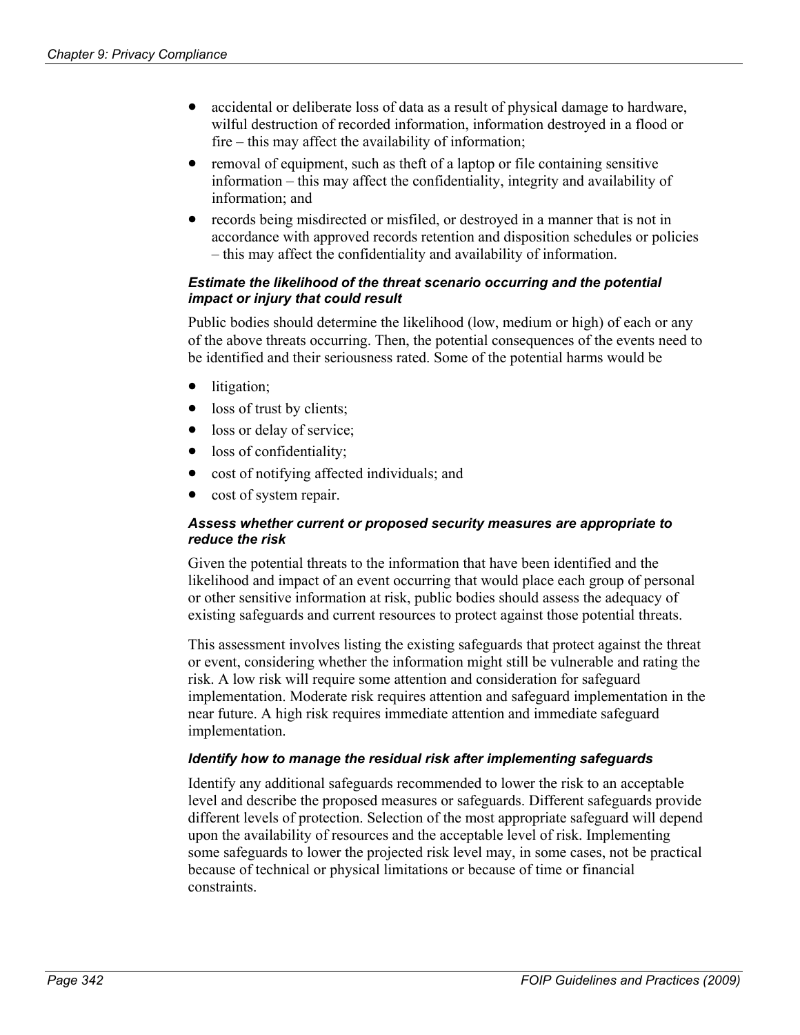- accidental or deliberate loss of data as a result of physical damage to hardware, wilful destruction of recorded information, information destroyed in a flood or fire – this may affect the availability of information;
- removal of equipment, such as theft of a laptop or file containing sensitive information – this may affect the confidentiality, integrity and availability of information; and
- records being misdirected or misfiled, or destroyed in a manner that is not in accordance with approved records retention and disposition schedules or policies – this may affect the confidentiality and availability of information.

***Estimate the likelihood of the threat scenario occurring and the potential impact or injury that could result***

Public bodies should determine the likelihood (low, medium or high) of each or any of the above threats occurring. Then, the potential consequences of the events need to be identified and their seriousness rated. Some of the potential harms would be

- litigation;
- loss of trust by clients;
- loss or delay of service;
- loss of confidentiality;
- cost of notifying affected individuals; and
- cost of system repair.

***Assess whether current or proposed security measures are appropriate to reduce the risk***

Given the potential threats to the information that have been identified and the likelihood and impact of an event occurring that would place each group of personal or other sensitive information at risk, public bodies should assess the adequacy of existing safeguards and current resources to protect against those potential threats.

This assessment involves listing the existing safeguards that protect against the threat or event, considering whether the information might still be vulnerable and rating the risk. A low risk will require some attention and consideration for safeguard implementation. Moderate risk requires attention and safeguard implementation in the near future. A high risk requires immediate attention and immediate safeguard implementation.

***Identify how to manage the residual risk after implementing safeguards***

Identify any additional safeguards recommended to lower the risk to an acceptable level and describe the proposed measures or safeguards. Different safeguards provide different levels of protection. Selection of the most appropriate safeguard will depend upon the availability of resources and the acceptable level of risk. Implementing some safeguards to lower the projected risk level may, in some cases, not be practical because of technical or physical limitations or because of time or financial constraints.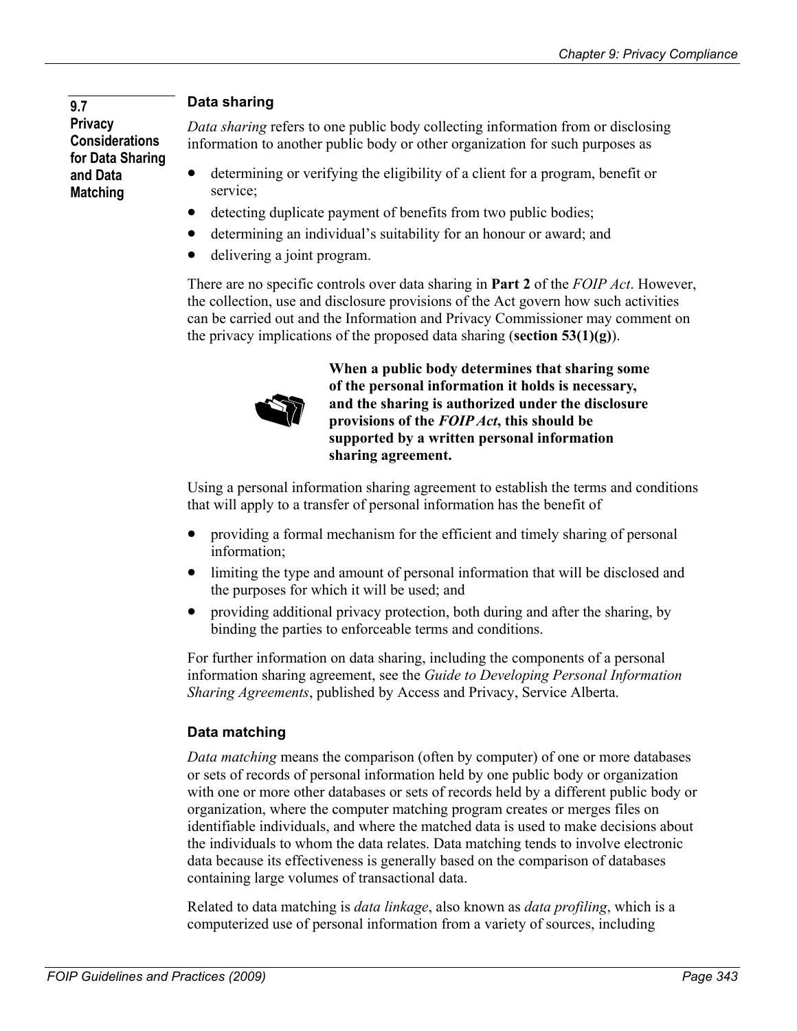## 9.7 Privacy Considerations for Data Sharing and Data Matching

### Data sharing

*Data sharing* refers to one public body collecting information from or disclosing information to another public body or other organization for such purposes as

- determining or verifying the eligibility of a client for a program, benefit or service;
- detecting duplicate payment of benefits from two public bodies;
- determining an individual's suitability for an honour or award; and
- delivering a joint program.

There are no specific controls over data sharing in **Part 2** of the *FOIP Act*. However, the collection, use and disclosure provisions of the Act govern how such activities can be carried out and the Information and Privacy Commissioner may comment on the privacy implications of the proposed data sharing (**section 53(1)(g)**).

**When a public body determines that sharing some of the personal information it holds is necessary, and the sharing is authorized under the disclosure provisions of the *FOIP Act*, this should be supported by a written personal information sharing agreement.**

Using a personal information sharing agreement to establish the terms and conditions that will apply to a transfer of personal information has the benefit of

- providing a formal mechanism for the efficient and timely sharing of personal information;
- limiting the type and amount of personal information that will be disclosed and the purposes for which it will be used; and
- providing additional privacy protection, both during and after the sharing, by binding the parties to enforceable terms and conditions.

For further information on data sharing, including the components of a personal information sharing agreement, see the *Guide to Developing Personal Information Sharing Agreements*, published by Access and Privacy, Service Alberta.

### Data matching

*Data matching* means the comparison (often by computer) of one or more databases or sets of records of personal information held by one public body or organization with one or more other databases or sets of records held by a different public body or organization, where the computer matching program creates or merges files on identifiable individuals, and where the matched data is used to make decisions about the individuals to whom the data relates. Data matching tends to involve electronic data because its effectiveness is generally based on the comparison of databases containing large volumes of transactional data.

Related to data matching is *data linkage*, also known as *data profiling*, which is a computerized use of personal information from a variety of sources, including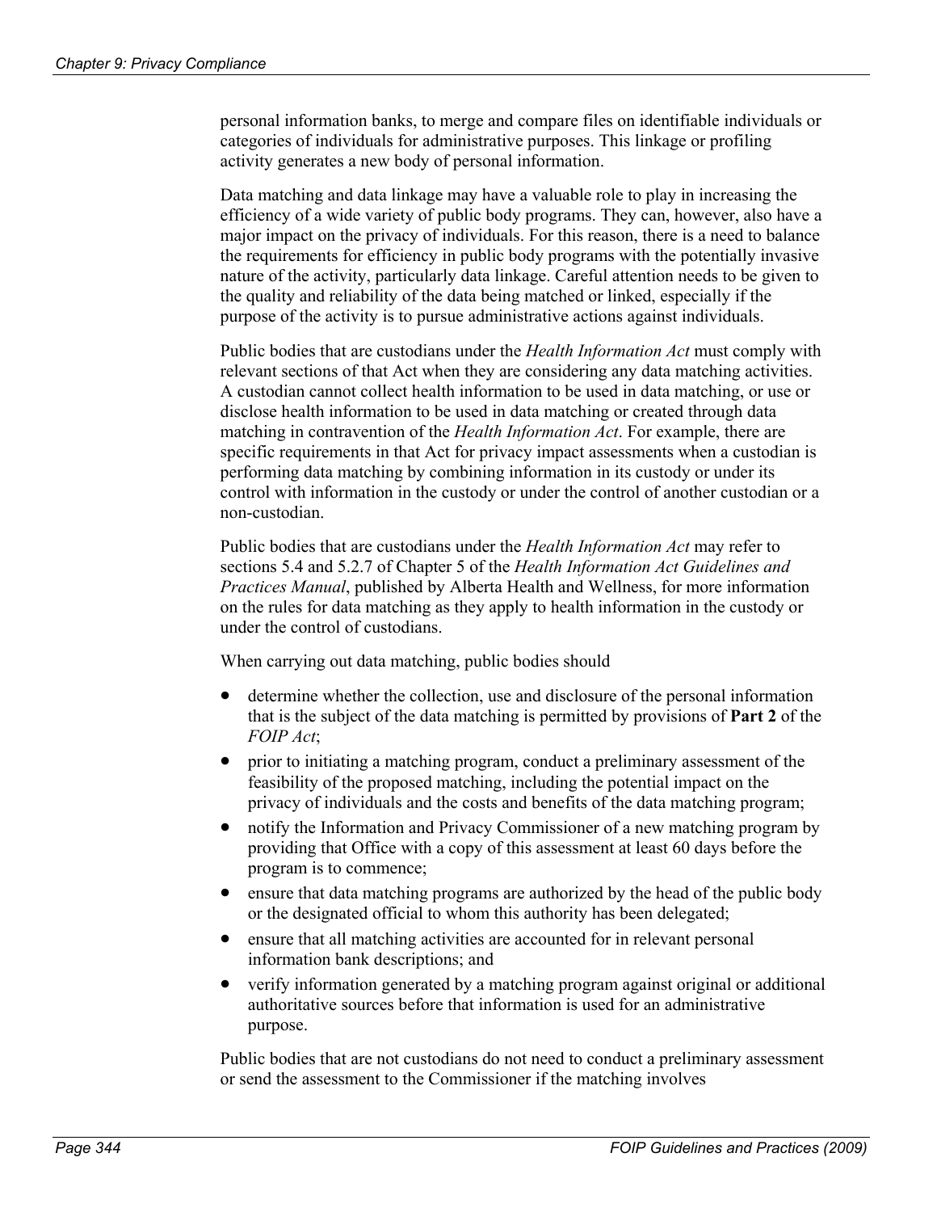personal information banks, to merge and compare files on identifiable individuals or categories of individuals for administrative purposes. This linkage or profiling activity generates a new body of personal information.

Data matching and data linkage may have a valuable role to play in increasing the efficiency of a wide variety of public body programs. They can, however, also have a major impact on the privacy of individuals. For this reason, there is a need to balance the requirements for efficiency in public body programs with the potentially invasive nature of the activity, particularly data linkage. Careful attention needs to be given to the quality and reliability of the data being matched or linked, especially if the purpose of the activity is to pursue administrative actions against individuals.

Public bodies that are custodians under the *Health Information Act* must comply with relevant sections of that Act when they are considering any data matching activities. A custodian cannot collect health information to be used in data matching, or use or disclose health information to be used in data matching or created through data matching in contravention of the *Health Information Act*. For example, there are specific requirements in that Act for privacy impact assessments when a custodian is performing data matching by combining information in its custody or under its control with information in the custody or under the control of another custodian or a non-custodian.

Public bodies that are custodians under the *Health Information Act* may refer to sections 5.4 and 5.2.7 of Chapter 5 of the *Health Information Act Guidelines and Practices Manual*, published by Alberta Health and Wellness, for more information on the rules for data matching as they apply to health information in the custody or under the control of custodians.

When carrying out data matching, public bodies should

- determine whether the collection, use and disclosure of the personal information that is the subject of the data matching is permitted by provisions of **Part 2** of the *FOIP Act*;
- prior to initiating a matching program, conduct a preliminary assessment of the feasibility of the proposed matching, including the potential impact on the privacy of individuals and the costs and benefits of the data matching program;
- notify the Information and Privacy Commissioner of a new matching program by providing that Office with a copy of this assessment at least 60 days before the program is to commence;
- ensure that data matching programs are authorized by the head of the public body or the designated official to whom this authority has been delegated;
- ensure that all matching activities are accounted for in relevant personal information bank descriptions; and
- verify information generated by a matching program against original or additional authoritative sources before that information is used for an administrative purpose.

Public bodies that are not custodians do not need to conduct a preliminary assessment or send the assessment to the Commissioner if the matching involves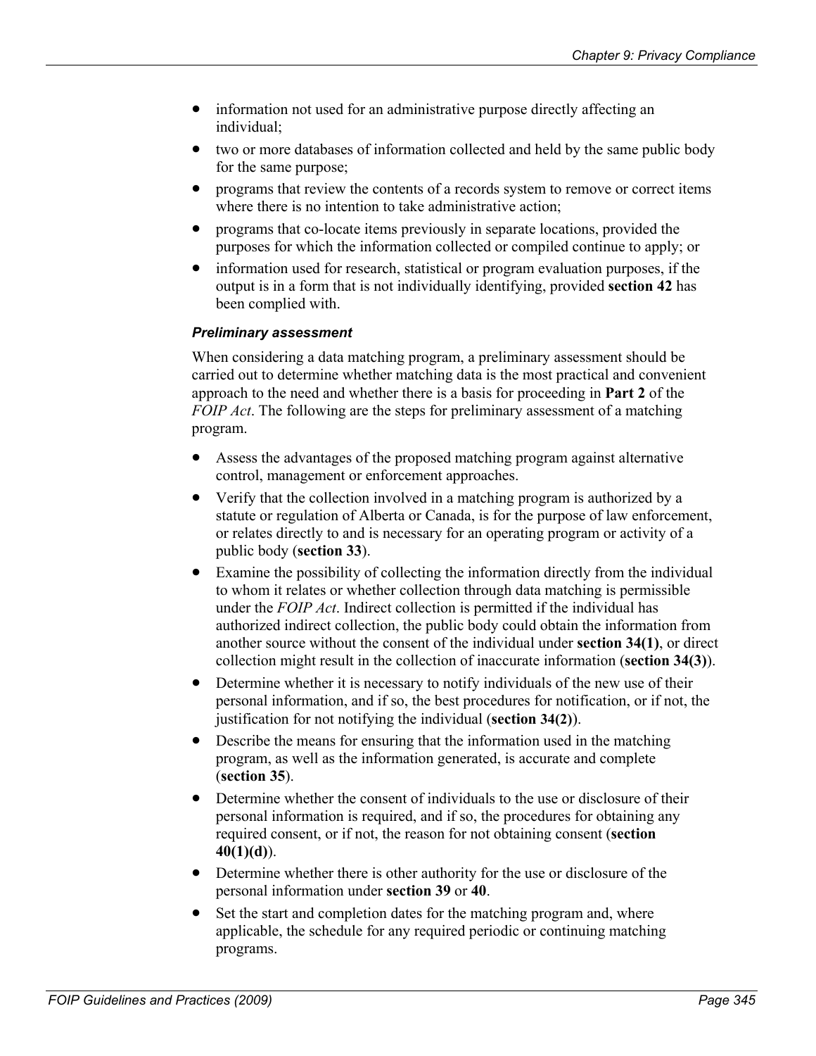- information not used for an administrative purpose directly affecting an individual;
- two or more databases of information collected and held by the same public body for the same purpose;
- programs that review the contents of a records system to remove or correct items where there is no intention to take administrative action;
- programs that co-locate items previously in separate locations, provided the purposes for which the information collected or compiled continue to apply; or
- information used for research, statistical or program evaluation purposes, if the output is in a form that is not individually identifying, provided **section 42** has been complied with.

***Preliminary assessment***

When considering a data matching program, a preliminary assessment should be carried out to determine whether matching data is the most practical and convenient approach to the need and whether there is a basis for proceeding in **Part 2** of the *FOIP Act*. The following are the steps for preliminary assessment of a matching program.

- Assess the advantages of the proposed matching program against alternative control, management or enforcement approaches.
- Verify that the collection involved in a matching program is authorized by a statute or regulation of Alberta or Canada, is for the purpose of law enforcement, or relates directly to and is necessary for an operating program or activity of a public body (**section 33**).
- Examine the possibility of collecting the information directly from the individual to whom it relates or whether collection through data matching is permissible under the *FOIP Act*. Indirect collection is permitted if the individual has authorized indirect collection, the public body could obtain the information from another source without the consent of the individual under **section 34(1)**, or direct collection might result in the collection of inaccurate information (**section 34(3)**).
- Determine whether it is necessary to notify individuals of the new use of their personal information, and if so, the best procedures for notification, or if not, the justification for not notifying the individual (**section 34(2)**).
- Describe the means for ensuring that the information used in the matching program, as well as the information generated, is accurate and complete (**section 35**).
- Determine whether the consent of individuals to the use or disclosure of their personal information is required, and if so, the procedures for obtaining any required consent, or if not, the reason for not obtaining consent (**section 40(1)(d)**).
- Determine whether there is other authority for the use or disclosure of the personal information under **section 39** or **40**.
- Set the start and completion dates for the matching program and, where applicable, the schedule for any required periodic or continuing matching programs.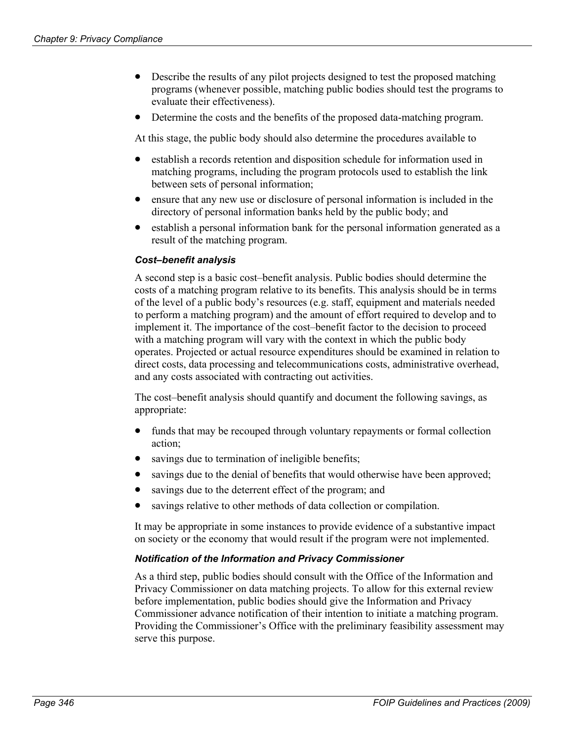- Describe the results of any pilot projects designed to test the proposed matching programs (whenever possible, matching public bodies should test the programs to evaluate their effectiveness).
- Determine the costs and the benefits of the proposed data-matching program.

At this stage, the public body should also determine the procedures available to

- establish a records retention and disposition schedule for information used in matching programs, including the program protocols used to establish the link between sets of personal information;
- ensure that any new use or disclosure of personal information is included in the directory of personal information banks held by the public body; and
- establish a personal information bank for the personal information generated as a result of the matching program.

#### *Cost–benefit analysis*

A second step is a basic cost–benefit analysis. Public bodies should determine the costs of a matching program relative to its benefits. This analysis should be in terms of the level of a public body's resources (e.g. staff, equipment and materials needed to perform a matching program) and the amount of effort required to develop and to implement it. The importance of the cost–benefit factor to the decision to proceed with a matching program will vary with the context in which the public body operates. Projected or actual resource expenditures should be examined in relation to direct costs, data processing and telecommunications costs, administrative overhead, and any costs associated with contracting out activities.

The cost–benefit analysis should quantify and document the following savings, as appropriate:

- funds that may be recouped through voluntary repayments or formal collection action;
- savings due to termination of ineligible benefits;
- savings due to the denial of benefits that would otherwise have been approved;
- savings due to the deterrent effect of the program; and
- savings relative to other methods of data collection or compilation.

It may be appropriate in some instances to provide evidence of a substantive impact on society or the economy that would result if the program were not implemented.

#### *Notification of the Information and Privacy Commissioner*

As a third step, public bodies should consult with the Office of the Information and Privacy Commissioner on data matching projects. To allow for this external review before implementation, public bodies should give the Information and Privacy Commissioner advance notification of their intention to initiate a matching program. Providing the Commissioner's Office with the preliminary feasibility assessment may serve this purpose.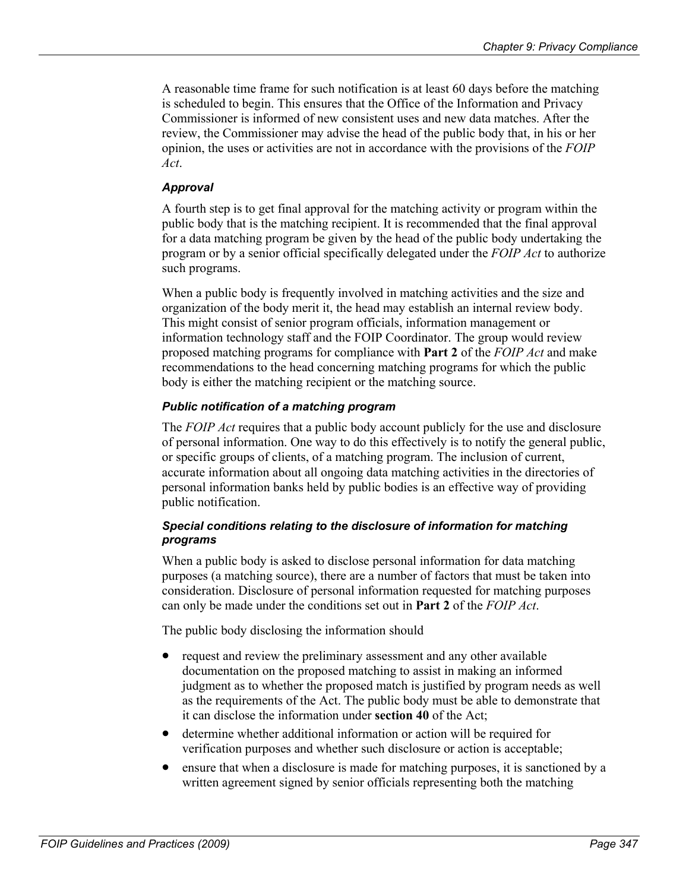A reasonable time frame for such notification is at least 60 days before the matching is scheduled to begin. This ensures that the Office of the Information and Privacy Commissioner is informed of new consistent uses and new data matches. After the review, the Commissioner may advise the head of the public body that, in his or her opinion, the uses or activities are not in accordance with the provisions of the *FOIP Act*.

#### *Approval*

A fourth step is to get final approval for the matching activity or program within the public body that is the matching recipient. It is recommended that the final approval for a data matching program be given by the head of the public body undertaking the program or by a senior official specifically delegated under the *FOIP Act* to authorize such programs.

When a public body is frequently involved in matching activities and the size and organization of the body merit it, the head may establish an internal review body. This might consist of senior program officials, information management or information technology staff and the FOIP Coordinator. The group would review proposed matching programs for compliance with **Part 2** of the *FOIP Act* and make recommendations to the head concerning matching programs for which the public body is either the matching recipient or the matching source.

#### *Public notification of a matching program*

The *FOIP Act* requires that a public body account publicly for the use and disclosure of personal information. One way to do this effectively is to notify the general public, or specific groups of clients, of a matching program. The inclusion of current, accurate information about all ongoing data matching activities in the directories of personal information banks held by public bodies is an effective way of providing public notification.

#### *Special conditions relating to the disclosure of information for matching programs*

When a public body is asked to disclose personal information for data matching purposes (a matching source), there are a number of factors that must be taken into consideration. Disclosure of personal information requested for matching purposes can only be made under the conditions set out in **Part 2** of the *FOIP Act*.

The public body disclosing the information should

- request and review the preliminary assessment and any other available documentation on the proposed matching to assist in making an informed judgment as to whether the proposed match is justified by program needs as well as the requirements of the Act. The public body must be able to demonstrate that it can disclose the information under **section 40** of the Act;
- determine whether additional information or action will be required for verification purposes and whether such disclosure or action is acceptable;
- ensure that when a disclosure is made for matching purposes, it is sanctioned by a written agreement signed by senior officials representing both the matching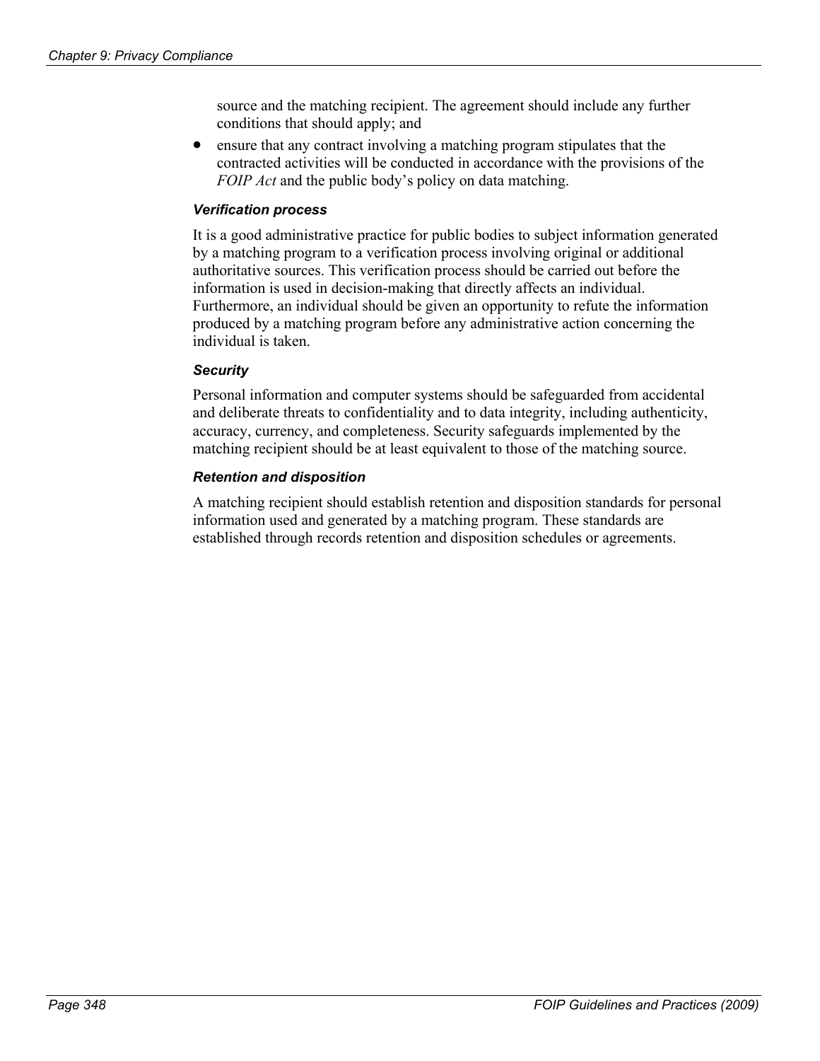source and the matching recipient. The agreement should include any further conditions that should apply; and

- ensure that any contract involving a matching program stipulates that the contracted activities will be conducted in accordance with the provisions of the *FOIP Act* and the public body's policy on data matching.

***Verification process***

It is a good administrative practice for public bodies to subject information generated by a matching program to a verification process involving original or additional authoritative sources. This verification process should be carried out before the information is used in decision-making that directly affects an individual. Furthermore, an individual should be given an opportunity to refute the information produced by a matching program before any administrative action concerning the individual is taken.

***Security***

Personal information and computer systems should be safeguarded from accidental and deliberate threats to confidentiality and to data integrity, including authenticity, accuracy, currency, and completeness. Security safeguards implemented by the matching recipient should be at least equivalent to those of the matching source.

***Retention and disposition***

A matching recipient should establish retention and disposition standards for personal information used and generated by a matching program. These standards are established through records retention and disposition schedules or agreements.